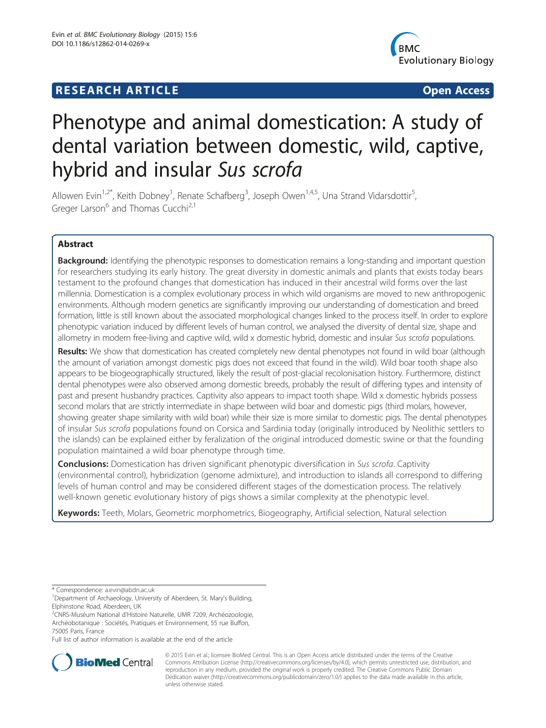# RESEARCH ARTICLE

Open Access

# Phenotype and animal domestication: A study of dental variation between domestic, wild, captive, hybrid and insular *Sus scrofa*

Allowen Evin[1,2*], Keith Dobney[1], Renate Schafberg[3], Joseph Owen[1,4,5], Una Strand Vidarsdottir[5], Greger Larson[6] and Thomas Cucchi[2,1]

## Abstract

**Background:** Identifying the phenotypic responses to domestication remains a long-standing and important question for researchers studying its early history. The great diversity in domestic animals and plants that exists today bears testament to the profound changes that domestication has induced in their ancestral wild forms over the last millennia. Domestication is a complex evolutionary process in which wild organisms are moved to new anthropogenic environments. Although modern genetics are significantly improving our understanding of domestication and breed formation, little is still known about the associated morphological changes linked to the process itself. In order to explore phenotypic variation induced by different levels of human control, we analysed the diversity of dental size, shape and allometry in modern free-living and captive wild, wild x domestic hybrid, domestic and insular *Sus scrofa* populations.

**Results:** We show that domestication has created completely new dental phenotypes not found in wild boar (although the amount of variation amongst domestic pigs does not exceed that found in the wild). Wild boar tooth shape also appears to be biogeographically structured, likely the result of post-glacial recolonisation history. Furthermore, distinct dental phenotypes were also observed among domestic breeds, probably the result of differing types and intensity of past and present husbandry practices. Captivity also appears to impact tooth shape. Wild x domestic hybrids possess second molars that are strictly intermediate in shape between wild boar and domestic pigs (third molars, however, showing greater shape similarity with wild boar) while their size is more similar to domestic pigs. The dental phenotypes of insular *Sus scrofa* populations found on Corsica and Sardinia today (originally introduced by Neolithic settlers to the islands) can be explained either by feralization of the original introduced domestic swine or that the founding population maintained a wild boar phenotype through time.

**Conclusions:** Domestication has driven significant phenotypic diversification in *Sus scrofa*. Captivity (environmental control), hybridization (genome admixture), and introduction to islands all correspond to differing levels of human control and may be considered different stages of the domestication process. The relatively well-known genetic evolutionary history of pigs shows a similar complexity at the phenotypic level.

**Keywords:** Teeth, Molars, Geometric morphometrics, Biogeography, Artificial selection, Natural selection

* Correspondence: a.evin@abdn.ac.uk
[1]Department of Archaeology, University of Aberdeen, St. Mary's Building, Elphinstone Road, Aberdeen, UK
[2]CNRS-Muséum National d'Histoire Naturelle, UMR 7209, Archéozoologie, Archéobotanique : Sociétés, Pratiques et Environnement, 55 rue Buffon, 75005 Paris, France
Full list of author information is available at the end of the article

© 2015 Evin et al.; licensee BioMed Central. This is an Open Access article distributed under the terms of the Creative Commons Attribution License (http://creativecommons.org/licenses/by/4.0), which permits unrestricted use, distribution, and reproduction in any medium, provided the original work is properly credited. The Creative Commons Public Domain Dedication waiver (http://creativecommons.org/publicdomain/zero/1.0/) applies to the data made available in this article, unless otherwise stated.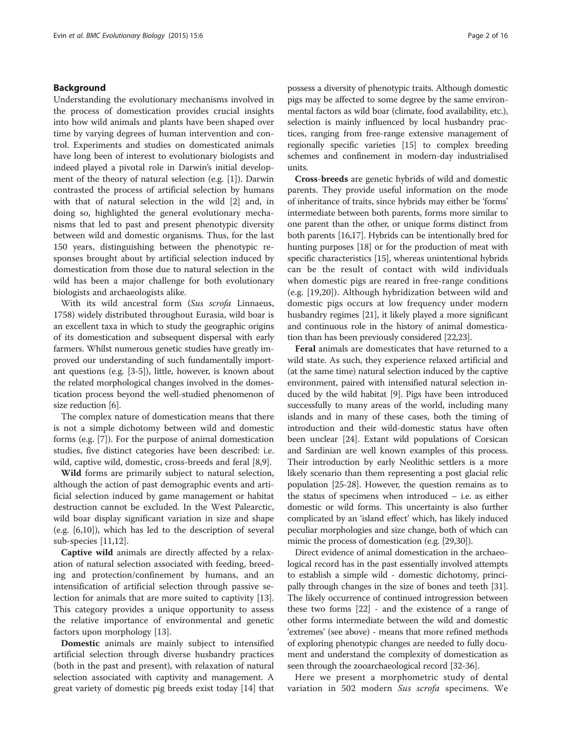## Background

Understanding the evolutionary mechanisms involved in the process of domestication provides crucial insights into how wild animals and plants have been shaped over time by varying degrees of human intervention and control. Experiments and studies on domesticated animals have long been of interest to evolutionary biologists and indeed played a pivotal role in Darwin's initial development of the theory of natural selection (e.g. [1]). Darwin contrasted the process of artificial selection by humans with that of natural selection in the wild [2] and, in doing so, highlighted the general evolutionary mechanisms that led to past and present phenotypic diversity between wild and domestic organisms. Thus, for the last 150 years, distinguishing between the phenotypic responses brought about by artificial selection induced by domestication from those due to natural selection in the wild has been a major challenge for both evolutionary biologists and archaeologists alike.

With its wild ancestral form (*Sus scrofa* Linnaeus, 1758) widely distributed throughout Eurasia, wild boar is an excellent taxa in which to study the geographic origins of its domestication and subsequent dispersal with early farmers. Whilst numerous genetic studies have greatly improved our understanding of such fundamentally important questions (e.g. [3-5]), little, however, is known about the related morphological changes involved in the domestication process beyond the well-studied phenomenon of size reduction [6].

The complex nature of domestication means that there is not a simple dichotomy between wild and domestic forms (e.g. [7]). For the purpose of animal domestication studies, five distinct categories have been described: i.e. wild, captive wild, domestic, cross-breeds and feral [8,9].

**Wild** forms are primarily subject to natural selection, although the action of past demographic events and artificial selection induced by game management or habitat destruction cannot be excluded. In the West Palearctic, wild boar display significant variation in size and shape (e.g. [6,10]), which has led to the description of several sub-species [11,12].

**Captive wild** animals are directly affected by a relaxation of natural selection associated with feeding, breeding and protection/confinement by humans, and an intensification of artificial selection through passive selection for animals that are more suited to captivity [13]. This category provides a unique opportunity to assess the relative importance of environmental and genetic factors upon morphology [13].

**Domestic** animals are mainly subject to intensified artificial selection through diverse husbandry practices (both in the past and present), with relaxation of natural selection associated with captivity and management. A great variety of domestic pig breeds exist today [14] that possess a diversity of phenotypic traits. Although domestic pigs may be affected to some degree by the same environmental factors as wild boar (climate, food availability, etc.), selection is mainly influenced by local husbandry practices, ranging from free-range extensive management of regionally specific varieties [15] to complex breeding schemes and confinement in modern-day industrialised units.

**Cross-breeds** are genetic hybrids of wild and domestic parents. They provide useful information on the mode of inheritance of traits, since hybrids may either be 'forms' intermediate between both parents, forms more similar to one parent than the other, or unique forms distinct from both parents [16,17]. Hybrids can be intentionally bred for hunting purposes [18] or for the production of meat with specific characteristics [15], whereas unintentional hybrids can be the result of contact with wild individuals when domestic pigs are reared in free-range conditions (e.g. [19,20]). Although hybridization between wild and domestic pigs occurs at low frequency under modern husbandry regimes [21], it likely played a more significant and continuous role in the history of animal domestication than has been previously considered [22,23].

**Feral** animals are domesticates that have returned to a wild state. As such, they experience relaxed artificial and (at the same time) natural selection induced by the captive environment, paired with intensified natural selection induced by the wild habitat [9]. Pigs have been introduced successfully to many areas of the world, including many islands and in many of these cases, both the timing of introduction and their wild-domestic status have often been unclear [24]. Extant wild populations of Corsican and Sardinian are well known examples of this process. Their introduction by early Neolithic settlers is a more likely scenario than them representing a post glacial relic population [25-28]. However, the question remains as to the status of specimens when introduced – i.e. as either domestic or wild forms. This uncertainty is also further complicated by an 'island effect' which, has likely induced peculiar morphologies and size change, both of which can mimic the process of domestication (e.g. [29,30]).

Direct evidence of animal domestication in the archaeological record has in the past essentially involved attempts to establish a simple wild - domestic dichotomy, principally through changes in the size of bones and teeth [31]. The likely occurrence of continued introgression between these two forms [22] - and the existence of a range of other forms intermediate between the wild and domestic 'extremes' (see above) - means that more refined methods of exploring phenotypic changes are needed to fully document and understand the complexity of domestication as seen through the zooarchaeological record [32-36].

Here we present a morphometric study of dental variation in 502 modern *Sus scrofa* specimens. We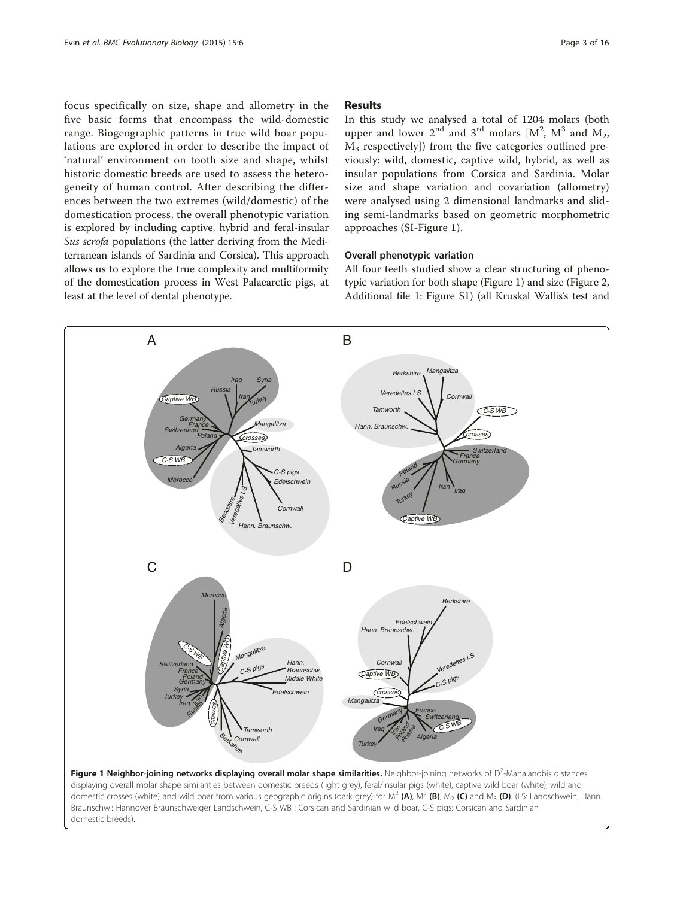focus specifically on size, shape and allometry in the five basic forms that encompass the wild-domestic range. Biogeographic patterns in true wild boar populations are explored in order to describe the impact of 'natural' environment on tooth size and shape, whilst historic domestic breeds are used to assess the heterogeneity of human control. After describing the differences between the two extremes (wild/domestic) of the domestication process, the overall phenotypic variation is explored by including captive, hybrid and feral-insular *Sus scrofa* populations (the latter deriving from the Mediterranean islands of Sardinia and Corsica). This approach allows us to explore the true complexity and multiformity of the domestication process in West Palaearctic pigs, at least at the level of dental phenotype.

## Results

In this study we analysed a total of 1204 molars (both upper and lower 2[nd] and 3[rd] molars [$M^2$, $M^3$ and $M_2$, $M_3$ respectively]) from the five categories outlined previously: wild, domestic, captive wild, hybrid, as well as insular populations from Corsica and Sardinia. Molar size and shape variation and covariation (allometry) were analysed using 2 dimensional landmarks and sliding semi-landmarks based on geometric morphometric approaches (SI-Figure 1).

### Overall phenotypic variation

All four teeth studied show a clear structuring of phenotypic variation for both shape (Figure 1) and size (Figure 2, Additional file 1: Figure S1) (all Kruskal Wallis's test and

**Figure 1 Neighbor-joining networks displaying overall molar shape similarities.** Neighbor-joining networks of $D^2$-Mahalanobis distances displaying overall molar shape similarities between domestic breeds (light grey), feral/insular pigs (white), captive wild boar (white), wild and domestic crosses (white) and wild boar from various geographic origins (dark grey) for $M^2$ **(A)**, $M^3$ **(B)**, $M_2$ **(C)** and $M_3$ **(D)**. (LS: Landschwein, Hann. Braunschw.: Hannover Braunschweiger Landschwein, C-S WB : Corsican and Sardinian wild boar, C-S pigs: Corsican and Sardinian domestic breeds).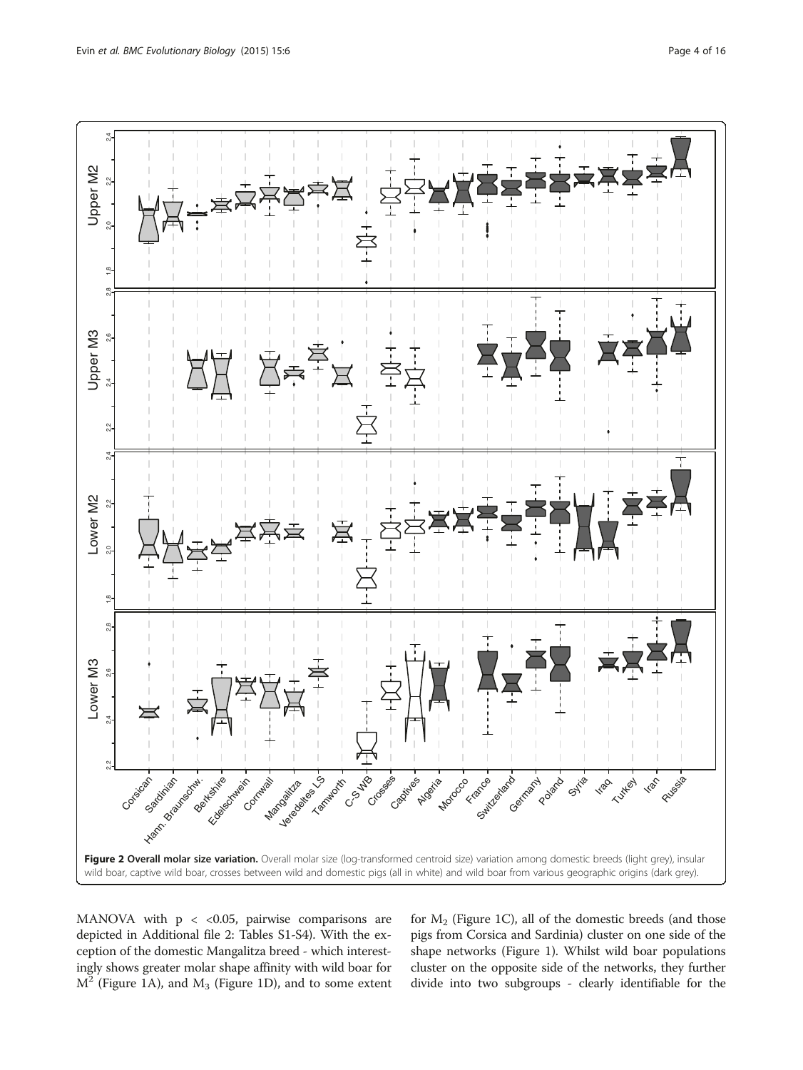**Figure 2 Overall molar size variation.** Overall molar size (log-transformed centroid size) variation among domestic breeds (light grey), insular wild boar, captive wild boar, crosses between wild and domestic pigs (all in white) and wild boar from various geographic origins (dark grey).

MANOVA with p < <0.05, pairwise comparisons are depicted in Additional file 2: Tables S1-S4). With the exception of the domestic Mangalitza breed - which interestingly shows greater molar shape affinity with wild boar for $M^2$ (Figure 1A), and $M_3$ (Figure 1D), and to some extent for $M_2$ (Figure 1C), all of the domestic breeds (and those pigs from Corsica and Sardinia) cluster on one side of the shape networks (Figure 1). Whilst wild boar populations cluster on the opposite side of the networks, they further divide into two subgroups - clearly identifiable for the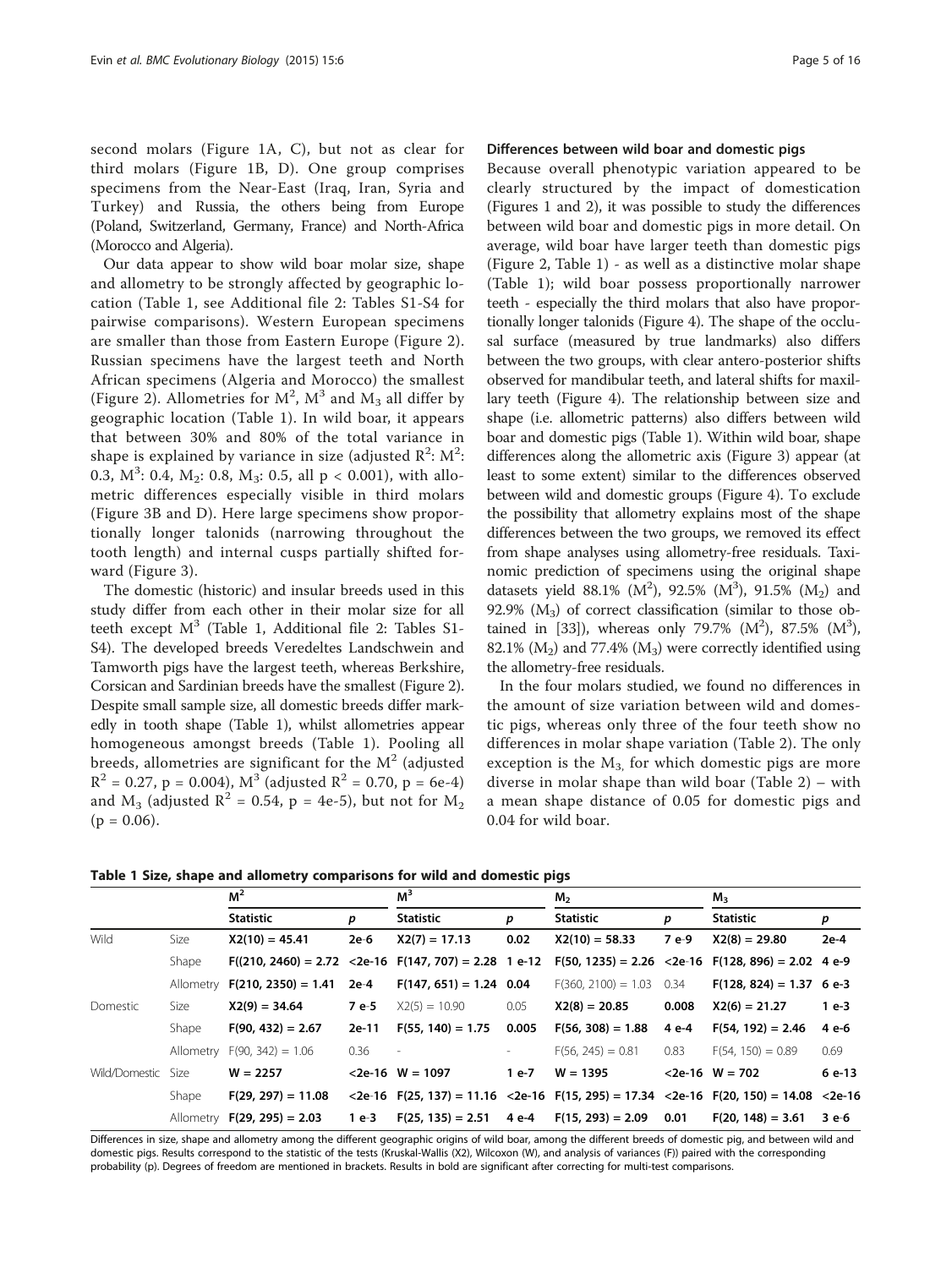second molars (Figure 1A, C), but not as clear for third molars (Figure 1B, D). One group comprises specimens from the Near-East (Iraq, Iran, Syria and Turkey) and Russia, the others being from Europe (Poland, Switzerland, Germany, France) and North-Africa (Morocco and Algeria).

Our data appear to show wild boar molar size, shape and allometry to be strongly affected by geographic location (Table 1, see Additional file 2: Tables S1-S4 for pairwise comparisons). Western European specimens are smaller than those from Eastern Europe (Figure 2). Russian specimens have the largest teeth and North African specimens (Algeria and Morocco) the smallest (Figure 2). Allometries for $M^2$, $M^3$ and $M_3$ all differ by geographic location (Table 1). In wild boar, it appears that between 30% and 80% of the total variance in shape is explained by variance in size (adjusted $R^2$: $M^2$: 0.3, $M^3$: 0.4, $M_2$: 0.8, $M_3$: 0.5, all $p < 0.001$), with allometric differences especially visible in third molars (Figure 3B and D). Here large specimens show proportionally longer talonids (narrowing throughout the tooth length) and internal cusps partially shifted forward (Figure 3).

The domestic (historic) and insular breeds used in this study differ from each other in their molar size for all teeth except $M^3$ (Table 1, Additional file 2: Tables S1-S4). The developed breeds Veredeltes Landschwein and Tamworth pigs have the largest teeth, whereas Berkshire, Corsican and Sardinian breeds have the smallest (Figure 2). Despite small sample size, all domestic breeds differ markedly in tooth shape (Table 1), whilst allometries appear homogeneous amongst breeds (Table 1). Pooling all breeds, allometries are significant for the $M^2$ (adjusted $R^2 = 0.27$, $p = 0.004$), $M^3$ (adjusted $R^2 = 0.70$, $p = 6e\text{-}4$) and $M_3$ (adjusted $R^2 = 0.54$, $p = 4e\text{-}5$), but not for $M_2$ ($p = 0.06$).

### Differences between wild boar and domestic pigs

Because overall phenotypic variation appeared to be clearly structured by the impact of domestication (Figures 1 and 2), it was possible to study the differences between wild boar and domestic pigs in more detail. On average, wild boar have larger teeth than domestic pigs (Figure 2, Table 1) - as well as a distinctive molar shape (Table 1); wild boar possess proportionally narrower teeth - especially the third molars that also have proportionally longer talonids (Figure 4). The shape of the occlusal surface (measured by true landmarks) also differs between the two groups, with clear antero-posterior shifts observed for mandibular teeth, and lateral shifts for maxillary teeth (Figure 4). The relationship between size and shape (i.e. allometric patterns) also differs between wild boar and domestic pigs (Table 1). Within wild boar, shape differences along the allometric axis (Figure 3) appear (at least to some extent) similar to the differences observed between wild and domestic groups (Figure 4). To exclude the possibility that allometry explains most of the shape differences between the two groups, we removed its effect from shape analyses using allometry-free residuals. Taxinomic prediction of specimens using the original shape datasets yield 88.1% ($M^2$), 92.5% ($M^3$), 91.5% ($M_2$) and 92.9% ($M_3$) of correct classification (similar to those obtained in [33]), whereas only 79.7% ($M^2$), 87.5% ($M^3$), 82.1% ($M_2$) and 77.4% ($M_3$) were correctly identified using the allometry-free residuals.

In the four molars studied, we found no differences in the amount of size variation between wild and domestic pigs, whereas only three of the four teeth show no differences in molar shape variation (Table 2). The only exception is the $M_3$, for which domestic pigs are more diverse in molar shape than wild boar (Table 2) – with a mean shape distance of 0.05 for domestic pigs and 0.04 for wild boar.

**Table 1 Size, shape and allometry comparisons for wild and domestic pigs**

| | | $M^2$ | | $M^3$ | | $M_2$ | | $M_3$ | |
|---|---|---|---|---|---|---|---|---|---|
| | | Statistic | p | Statistic | p | Statistic | p | Statistic | p |
| Wild | Size | **X2(10) = 45.41** | **2e-6** | **X2(7) = 17.13** | **0.02** | **X2(10) = 58.33** | **7 e-9** | **X2(8) = 29.80** | **2e-4** |
| | Shape | **F((210, 2460) = 2.72** | **<2e-16** | **F(147, 707) = 2.28** | **1 e-12** | **F(50, 1235) = 2.26** | **<2e-16** | **F(128, 896) = 2.02** | **4 e-9** |
| | Allometry | **F(210, 2350) = 1.41** | **2e-4** | **F(147, 651) = 1.24** | **0.04** | F(360, 2100) = 1.03 | 0.34 | **F(128, 824) = 1.37** | **6 e-3** |
| Domestic | Size | **X2(9) = 34.64** | **7 e-5** | X2(5) = 10.90 | 0.05 | **X2(8) = 20.85** | **0.008** | **X2(6) = 21.27** | **1 e-3** |
| | Shape | **F(90, 432) = 2.67** | **2e-11** | **F(55, 140) = 1.75** | **0.005** | **F(56, 308) = 1.88** | **4 e-4** | **F(54, 192) = 2.46** | **4 e-6** |
| | Allometry | F(90, 342) = 1.06 | 0.36 | - | - | F(56, 245) = 0.81 | 0.83 | F(54, 150) = 0.89 | 0.69 |
| Wild/Domestic | Size | **W = 2257** | **<2e-16** | **W = 1097** | **1 e-7** | **W = 1395** | **<2e-16** | **W = 702** | **6 e-13** |
| | Shape | **F(29, 297) = 11.08** | **<2e-16** | **F(25, 137) = 11.16** | **<2e-16** | **F(15, 295) = 17.34** | **<2e-16** | **F(20, 150) = 14.08** | **<2e-16** |
| | Allometry | **F(29, 295) = 2.03** | **1 e-3** | **F(25, 135) = 2.51** | **4 e-4** | **F(15, 293) = 2.09** | **0.01** | **F(20, 148) = 3.61** | **3 e-6** |

Differences in size, shape and allometry among the different geographic origins of wild boar, among the different breeds of domestic pig, and between wild and domestic pigs. Results correspond to the statistic of the tests (Kruskal-Wallis (X2), Wilcoxon (W), and analysis of variances (F)) paired with the corresponding probability (p). Degrees of freedom are mentioned in brackets. Results in bold are significant after correcting for multi-test comparisons.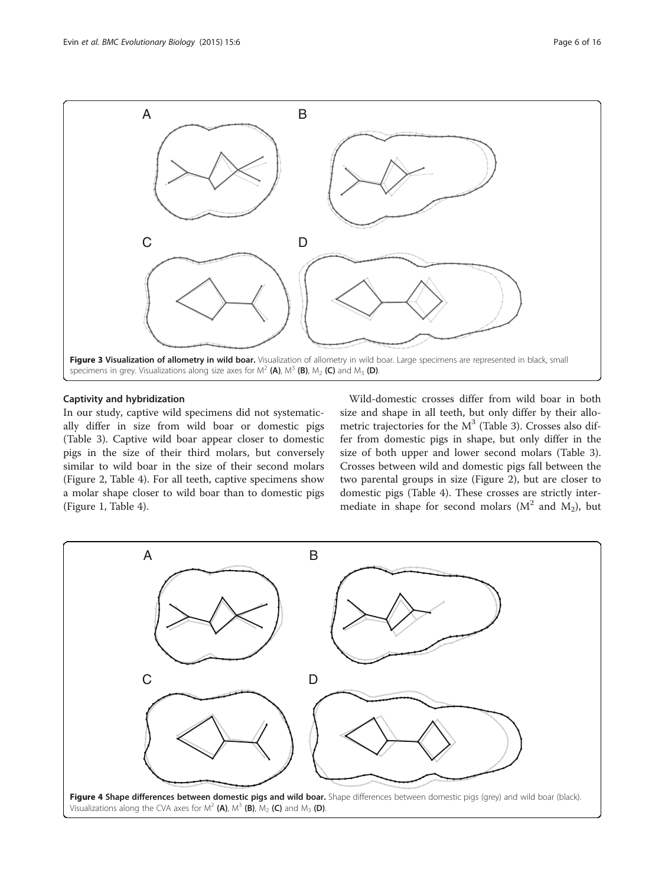**Figure 3 Visualization of allometry in wild boar.** Visualization of allometry in wild boar. Large specimens are represented in black, small specimens in grey. Visualizations along size axes for $M^2$ **(A)**, $M^3$ **(B)**, $M_2$ **(C)** and $M_3$ **(D)**.

### Captivity and hybridization

In our study, captive wild specimens did not systematically differ in size from wild boar or domestic pigs (Table 3). Captive wild boar appear closer to domestic pigs in the size of their third molars, but conversely similar to wild boar in the size of their second molars (Figure 2, Table 4). For all teeth, captive specimens show a molar shape closer to wild boar than to domestic pigs (Figure 1, Table 4).

Wild-domestic crosses differ from wild boar in both size and shape in all teeth, but only differ by their allometric trajectories for the $M^3$ (Table 3). Crosses also differ from domestic pigs in shape, but only differ in the size of both upper and lower second molars (Table 3). Crosses between wild and domestic pigs fall between the two parental groups in size (Figure 2), but are closer to domestic pigs (Table 4). These crosses are strictly intermediate in shape for second molars ($M^2$ and $M_2$), but

**Figure 4 Shape differences between domestic pigs and wild boar.** Shape differences between domestic pigs (grey) and wild boar (black). Visualizations along the CVA axes for $M^2$ **(A)**, $M^3$ **(B)**, $M_2$ **(C)** and $M_3$ **(D)**.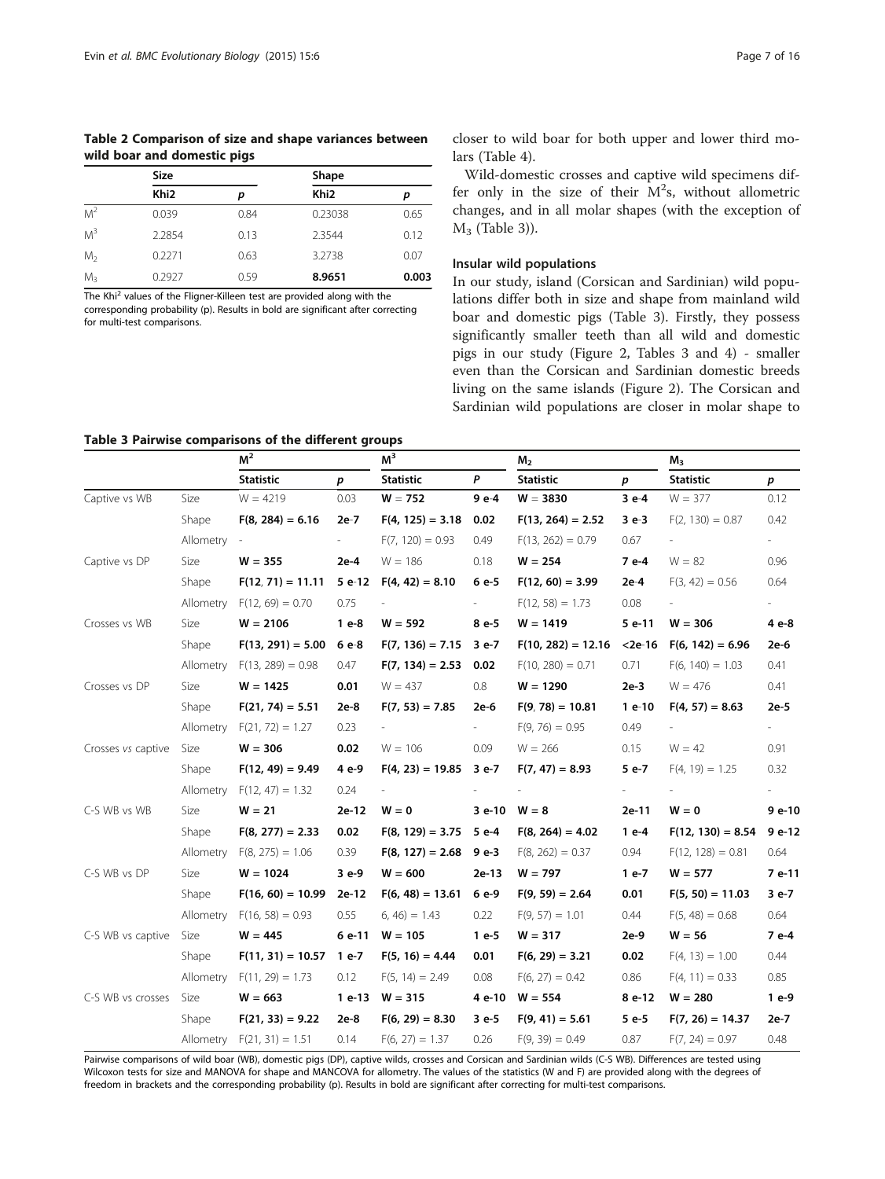**Table 2 Comparison of size and shape variances between wild boar and domestic pigs**

| | Size | | Shape | |
|---|---|---|---|---|
| | Khi2 | p | Khi2 | p |
| $M^2$ | 0.039 | 0.84 | 0.23038 | 0.65 |
| $M^3$ | 2.2854 | 0.13 | 2.3544 | 0.12 |
| $M_2$ | 0.2271 | 0.63 | 3.2738 | 0.07 |
| $M_3$ | 0.2927 | 0.59 | **8.9651** | **0.003** |

The $Khi^2$ values of the Fligner-Killeen test are provided along with the corresponding probability (p). Results in bold are significant after correcting for multi-test comparisons.

closer to wild boar for both upper and lower third molars (Table 4).

Wild-domestic crosses and captive wild specimens differ only in the size of their $M^2$s, without allometric changes, and in all molar shapes (with the exception of $M_3$ (Table 3)).

### Insular wild populations

In our study, island (Corsican and Sardinian) wild populations differ both in size and shape from mainland wild boar and domestic pigs (Table 3). Firstly, they possess significantly smaller teeth than all wild and domestic pigs in our study (Figure 2, Tables 3 and 4) - smaller even than the Corsican and Sardinian domestic breeds living on the same islands (Figure 2). The Corsican and Sardinian wild populations are closer in molar shape to

**Table 3 Pairwise comparisons of the different groups**

| | | $M^2$ | | $M^3$ | | $M_2$ | | $M_3$ | |
|---|---|---|---|---|---|---|---|---|---|
| | | Statistic | p | Statistic | P | Statistic | p | Statistic | p |
| Captive vs WB | Size | W = 4219 | 0.03 | **W = 752** | **9 e-4** | **W = 3830** | **3 e-4** | W = 377 | 0.12 |
| | Shape | **F(8, 284) = 6.16** | **2e-7** | **F(4, 125) = 3.18** | **0.02** | **F(13, 264) = 2.52** | **3 e-3** | F(2, 130) = 0.87 | 0.42 |
| | Allometry | - | - | F(7, 120) = 0.93 | 0.49 | F(13, 262) = 0.79 | 0.67 | - | - |
| Captive vs DP | Size | **W = 355** | **2e-4** | W = 186 | 0.18 | **W = 254** | **7 e-4** | W = 82 | 0.96 |
| | Shape | **F(12, 71) = 11.11** | **5 e-12** | **F(4, 42) = 8.10** | **6 e-5** | **F(12, 60) = 3.99** | **2e-4** | F(3, 42) = 0.56 | 0.64 |
| | Allometry | F(12, 69) = 0.70 | 0.75 | - | - | F(12, 58) = 1.73 | 0.08 | - | - |
| Crosses vs WB | Size | **W = 2106** | **1 e-8** | **W = 592** | **8 e-5** | **W = 1419** | **5 e-11** | **W = 306** | **4 e-8** |
| | Shape | **F(13, 291) = 5.00** | **6 e-8** | **F(7, 136) = 7.15** | **3 e-7** | **F(10, 282) = 12.16** | **<2e-16** | **F(6, 142) = 6.96** | **2e-6** |
| | Allometry | F(13, 289) = 0.98 | 0.47 | **F(7, 134) = 2.53** | **0.02** | F(10, 280) = 0.71 | 0.71 | F(6, 140) = 1.03 | 0.41 |
| Crosses vs DP | Size | **W = 1425** | **0.01** | W = 437 | 0.8 | **W = 1290** | **2e-3** | W = 476 | 0.41 |
| | Shape | **F(21, 74) = 5.51** | **2e-8** | **F(7, 53) = 7.85** | **2e-6** | **F(9, 78) = 10.81** | **1 e-10** | **F(4, 57) = 8.63** | **2e-5** |
| | Allometry | F(21, 72) = 1.27 | 0.23 | - | - | F(9, 76) = 0.95 | 0.49 | - | - |
| Crosses *vs* captive | Size | **W = 306** | **0.02** | W = 106 | 0.09 | W = 266 | 0.15 | W = 42 | 0.91 |
| | Shape | **F(12, 49) = 9.49** | **4 e-9** | **F(4, 23) = 19.85** | **3 e-7** | **F(7, 47) = 8.93** | **5 e-7** | F(4, 19) = 1.25 | 0.32 |
| | Allometry | F(12, 47) = 1.32 | 0.24 | - | - | - | - | - | - |
| C-S WB vs WB | Size | **W = 21** | **2e-12** | **W = 0** | **3 e-10** | **W = 8** | **2e-11** | **W = 0** | **9 e-10** |
| | Shape | **F(8, 277) = 2.33** | **0.02** | **F(8, 129) = 3.75** | **5 e-4** | **F(8, 264) = 4.02** | **1 e-4** | **F(12, 130) = 8.54** | **9 e-12** |
| | Allometry | F(8, 275) = 1.06 | 0.39 | **F(8, 127) = 2.68** | **9 e-3** | F(8, 262) = 0.37 | 0.94 | F(12, 128) = 0.81 | 0.64 |
| C-S WB vs DP | Size | **W = 1024** | **3 e-9** | **W = 600** | **2e-13** | **W = 797** | **1 e-7** | **W = 577** | **7 e-11** |
| | Shape | **F(16, 60) = 10.99** | **2e-12** | **F(6, 48) = 13.61** | **6 e-9** | **F(9, 59) = 2.64** | **0.01** | **F(5, 50) = 11.03** | **3 e-7** |
| | Allometry | F(16, 58) = 0.93 | 0.55 | 6, 46) = 1.43 | 0.22 | F(9, 57) = 1.01 | 0.44 | F(5, 48) = 0.68 | 0.64 |
| C-S WB vs captive | Size | **W = 445** | **6 e-11** | **W = 105** | **1 e-5** | **W = 317** | **2e-9** | **W = 56** | **7 e-4** |
| | Shape | **F(11, 31) = 10.57** | **1 e-7** | **F(5, 16) = 4.44** | **0.01** | **F(6, 29) = 3.21** | **0.02** | F(4, 13) = 1.00 | 0.44 |
| | Allometry | F(11, 29) = 1.73 | 0.12 | F(5, 14) = 2.49 | 0.08 | F(6, 27) = 0.42 | 0.86 | F(4, 11) = 0.33 | 0.85 |
| C-S WB vs crosses | Size | **W = 663** | **1 e-13** | **W = 315** | **4 e-10** | **W = 554** | **8 e-12** | **W = 280** | **1 e-9** |
| | Shape | **F(21, 33) = 9.22** | **2e-8** | **F(6, 29) = 8.30** | **3 e-5** | **F(9, 41) = 5.61** | **5 e-5** | **F(7, 26) = 14.37** | **2e-7** |
| | Allometry | F(21, 31) = 1.51 | 0.14 | F(6, 27) = 1.37 | 0.26 | F(9, 39) = 0.49 | 0.87 | F(7, 24) = 0.97 | 0.48 |

Pairwise comparisons of wild boar (WB), domestic pigs (DP), captive wilds, crosses and Corsican and Sardinian wilds (C-S WB). Differences are tested using Wilcoxon tests for size and MANOVA for shape and MANCOVA for allometry. The values of the statistics (W and F) are provided along with the degrees of freedom in brackets and the corresponding probability (p). Results in bold are significant after correcting for multi-test comparisons.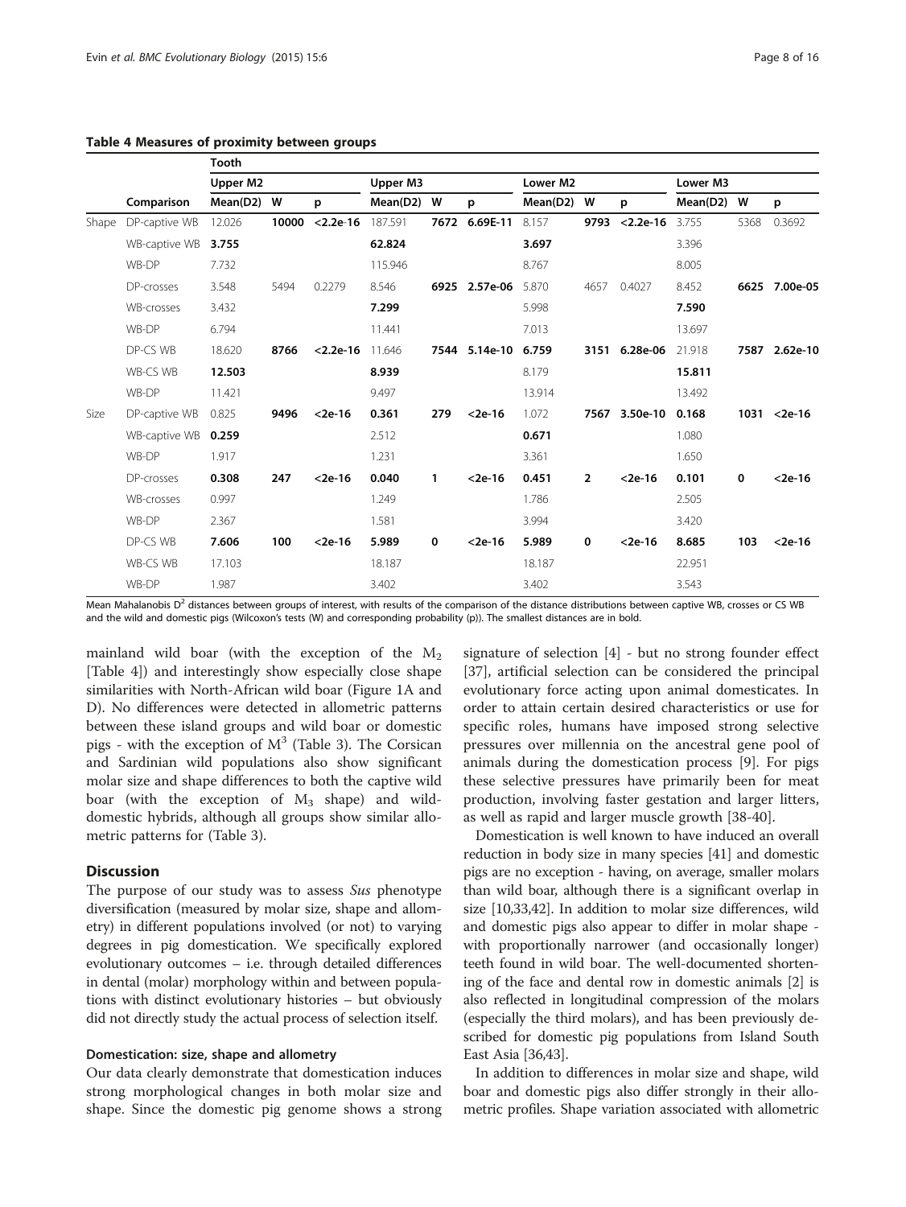**Table 4 Measures of proximity between groups**

| | | Tooth | | | | | | | | | | | |
|---|---|---|---|---|---|---|---|---|---|---|---|---|---|
| | | Upper M2 | | | Upper M3 | | | Lower M2 | | | Lower M3 | | |
| | Comparison | Mean(D2) | W | p | Mean(D2) | W | p | Mean(D2) | W | p | Mean(D2) | W | p |
| Shape | DP-captive WB | 12.026 | **10000** | **<2.2e-16** | 187.591 | **7672** | **6.69E-11** | 8.157 | **9793** | **<2.2e-16** | 3.755 | 5368 | 0.3692 |
| | WB-captive WB | **3.755** | | | **62.824** | | | **3.697** | | | 3.396 | | |
| | WB-DP | 7.732 | | | 115.946 | | | 8.767 | | | 8.005 | | |
| | DP-crosses | 3.548 | 5494 | 0.2279 | 8.546 | **6925** | **2.57e-06** | 5.870 | 4657 | 0.4027 | 8.452 | **6625** | **7.00e-05** |
| | WB-crosses | 3.432 | | | **7.299** | | | 5.998 | | | **7.590** | | |
| | WB-DP | 6.794 | | | 11.441 | | | 7.013 | | | 13.697 | | |
| | DP-CS WB | 18.620 | **8766** | **<2.2e-16** | 11.646 | **7544** | **5.14e-10** | **6.759** | **3151** | **6.28e-06** | 21.918 | **7587** | **2.62e-10** |
| | WB-CS WB | **12.503** | | | **8.939** | | | 8.179 | | | **15.811** | | |
| | WB-DP | 11.421 | | | 9.497 | | | 13.914 | | | 13.492 | | |
| Size | DP-captive WB | 0.825 | **9496** | **<2e-16** | **0.361** | **279** | **<2e-16** | 1.072 | **7567** | **3.50e-10** | **0.168** | **1031** | **<2e-16** |
| | WB-captive WB | **0.259** | | | 2.512 | | | **0.671** | | | 1.080 | | |
| | WB-DP | 1.917 | | | 1.231 | | | 3.361 | | | 1.650 | | |
| | DP-crosses | **0.308** | **247** | **<2e-16** | **0.040** | **1** | **<2e-16** | **0.451** | **2** | **<2e-16** | **0.101** | **0** | **<2e-16** |
| | WB-crosses | 0.997 | | | 1.249 | | | 1.786 | | | 2.505 | | |
| | WB-DP | 2.367 | | | 1.581 | | | 3.994 | | | 3.420 | | |
| | DP-CS WB | **7.606** | **100** | **<2e-16** | **5.989** | **0** | **<2e-16** | **5.989** | **0** | **<2e-16** | **8.685** | **103** | **<2e-16** |
| | WB-CS WB | 17.103 | | | 18.187 | | | 18.187 | | | 22.951 | | |
| | WB-DP | 1.987 | | | 3.402 | | | 3.402 | | | 3.543 | | |

Mean Mahalanobis $D^2$ distances between groups of interest, with results of the comparison of the distance distributions between captive WB, crosses or CS WB and the wild and domestic pigs (Wilcoxon's tests (W) and corresponding probability (p)). The smallest distances are in bold.

mainland wild boar (with the exception of the $M_2$ [Table 4]) and interestingly show especially close shape similarities with North-African wild boar (Figure 1A and D). No differences were detected in allometric patterns between these island groups and wild boar or domestic pigs - with the exception of $M^3$ (Table 3). The Corsican and Sardinian wild populations also show significant molar size and shape differences to both the captive wild boar (with the exception of $M_3$ shape) and wild-domestic hybrids, although all groups show similar allometric patterns for (Table 3).

## Discussion

The purpose of our study was to assess *Sus* phenotype diversification (measured by molar size, shape and allometry) in different populations involved (or not) to varying degrees in pig domestication. We specifically explored evolutionary outcomes – i.e. through detailed differences in dental (molar) morphology within and between populations with distinct evolutionary histories – but obviously did not directly study the actual process of selection itself.

### Domestication: size, shape and allometry

Our data clearly demonstrate that domestication induces strong morphological changes in both molar size and shape. Since the domestic pig genome shows a strong signature of selection [4] - but no strong founder effect [37], artificial selection can be considered the principal evolutionary force acting upon animal domesticates. In order to attain certain desired characteristics or use for specific roles, humans have imposed strong selective pressures over millennia on the ancestral gene pool of animals during the domestication process [9]. For pigs these selective pressures have primarily been for meat production, involving faster gestation and larger litters, as well as rapid and larger muscle growth [38-40].

Domestication is well known to have induced an overall reduction in body size in many species [41] and domestic pigs are no exception - having, on average, smaller molars than wild boar, although there is a significant overlap in size [10,33,42]. In addition to molar size differences, wild and domestic pigs also appear to differ in molar shape - with proportionally narrower (and occasionally longer) teeth found in wild boar. The well-documented shortening of the face and dental row in domestic animals [2] is also reflected in longitudinal compression of the molars (especially the third molars), and has been previously described for domestic pig populations from Island South East Asia [36,43].

In addition to differences in molar size and shape, wild boar and domestic pigs also differ strongly in their allometric profiles. Shape variation associated with allometric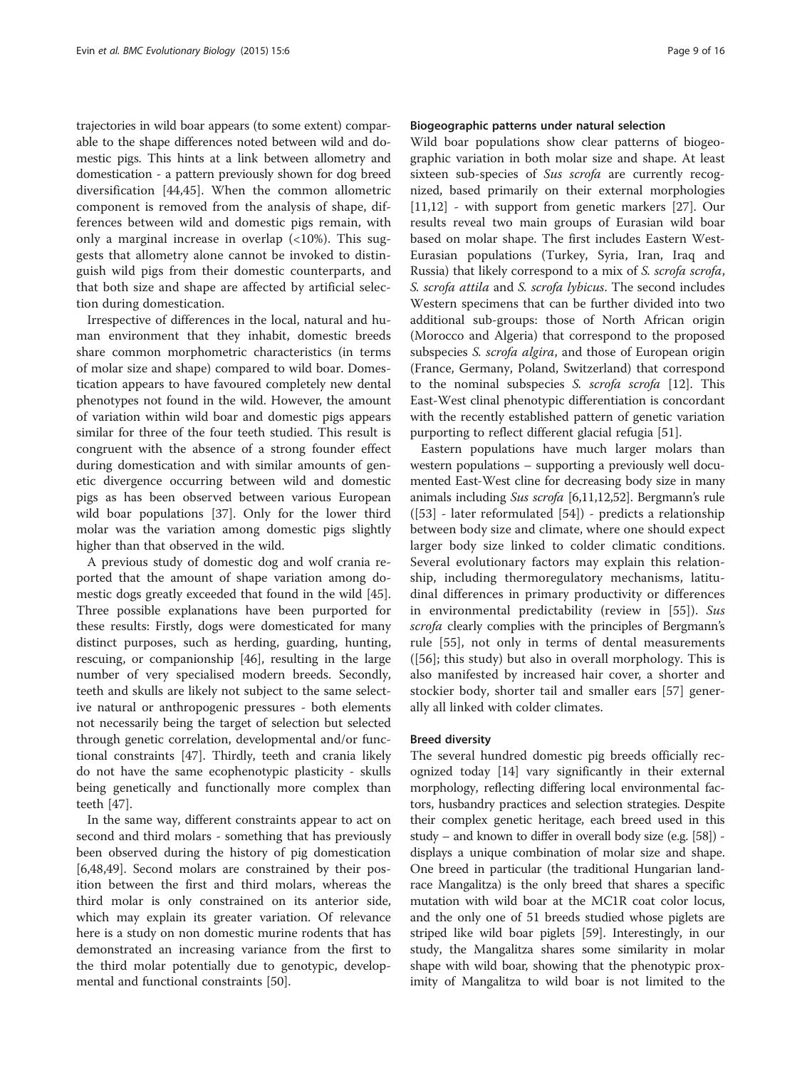trajectories in wild boar appears (to some extent) comparable to the shape differences noted between wild and domestic pigs. This hints at a link between allometry and domestication - a pattern previously shown for dog breed diversification [44,45]. When the common allometric component is removed from the analysis of shape, differences between wild and domestic pigs remain, with only a marginal increase in overlap (<10%). This suggests that allometry alone cannot be invoked to distinguish wild pigs from their domestic counterparts, and that both size and shape are affected by artificial selection during domestication.

Irrespective of differences in the local, natural and human environment that they inhabit, domestic breeds share common morphometric characteristics (in terms of molar size and shape) compared to wild boar. Domestication appears to have favoured completely new dental phenotypes not found in the wild. However, the amount of variation within wild boar and domestic pigs appears similar for three of the four teeth studied. This result is congruent with the absence of a strong founder effect during domestication and with similar amounts of genetic divergence occurring between wild and domestic pigs as has been observed between various European wild boar populations [37]. Only for the lower third molar was the variation among domestic pigs slightly higher than that observed in the wild.

A previous study of domestic dog and wolf crania reported that the amount of shape variation among domestic dogs greatly exceeded that found in the wild [45]. Three possible explanations have been purported for these results: Firstly, dogs were domesticated for many distinct purposes, such as herding, guarding, hunting, rescuing, or companionship [46], resulting in the large number of very specialised modern breeds. Secondly, teeth and skulls are likely not subject to the same selective natural or anthropogenic pressures - both elements not necessarily being the target of selection but selected through genetic correlation, developmental and/or functional constraints [47]. Thirdly, teeth and crania likely do not have the same ecophenotypic plasticity - skulls being genetically and functionally more complex than teeth [47].

In the same way, different constraints appear to act on second and third molars - something that has previously been observed during the history of pig domestication [6,48,49]. Second molars are constrained by their position between the first and third molars, whereas the third molar is only constrained on its anterior side, which may explain its greater variation. Of relevance here is a study on non domestic murine rodents that has demonstrated an increasing variance from the first to the third molar potentially due to genotypic, developmental and functional constraints [50].

### Biogeographic patterns under natural selection

Wild boar populations show clear patterns of biogeographic variation in both molar size and shape. At least sixteen sub-species of *Sus scrofa* are currently recognized, based primarily on their external morphologies [11,12] - with support from genetic markers [27]. Our results reveal two main groups of Eurasian wild boar based on molar shape. The first includes Eastern West-Eurasian populations (Turkey, Syria, Iran, Iraq and Russia) that likely correspond to a mix of *S. scrofa scrofa*, *S. scrofa attila* and *S. scrofa lybicus*. The second includes Western specimens that can be further divided into two additional sub-groups: those of North African origin (Morocco and Algeria) that correspond to the proposed subspecies *S. scrofa algira*, and those of European origin (France, Germany, Poland, Switzerland) that correspond to the nominal subspecies *S. scrofa scrofa* [12]. This East-West clinal phenotypic differentiation is concordant with the recently established pattern of genetic variation purporting to reflect different glacial refugia [51].

Eastern populations have much larger molars than western populations – supporting a previously well documented East-West cline for decreasing body size in many animals including *Sus scrofa* [6,11,12,52]. Bergmann's rule ([53] - later reformulated [54]) - predicts a relationship between body size and climate, where one should expect larger body size linked to colder climatic conditions. Several evolutionary factors may explain this relationship, including thermoregulatory mechanisms, latitudinal differences in primary productivity or differences in environmental predictability (review in [55]). *Sus scrofa* clearly complies with the principles of Bergmann's rule [55], not only in terms of dental measurements ([56]; this study) but also in overall morphology. This is also manifested by increased hair cover, a shorter and stockier body, shorter tail and smaller ears [57] generally all linked with colder climates.

### Breed diversity

The several hundred domestic pig breeds officially recognized today [14] vary significantly in their external morphology, reflecting differing local environmental factors, husbandry practices and selection strategies. Despite their complex genetic heritage, each breed used in this study – and known to differ in overall body size (e.g. [58]) - displays a unique combination of molar size and shape. One breed in particular (the traditional Hungarian landrace Mangalitza) is the only breed that shares a specific mutation with wild boar at the MC1R coat color locus, and the only one of 51 breeds studied whose piglets are striped like wild boar piglets [59]. Interestingly, in our study, the Mangalitza shares some similarity in molar shape with wild boar, showing that the phenotypic proximity of Mangalitza to wild boar is not limited to the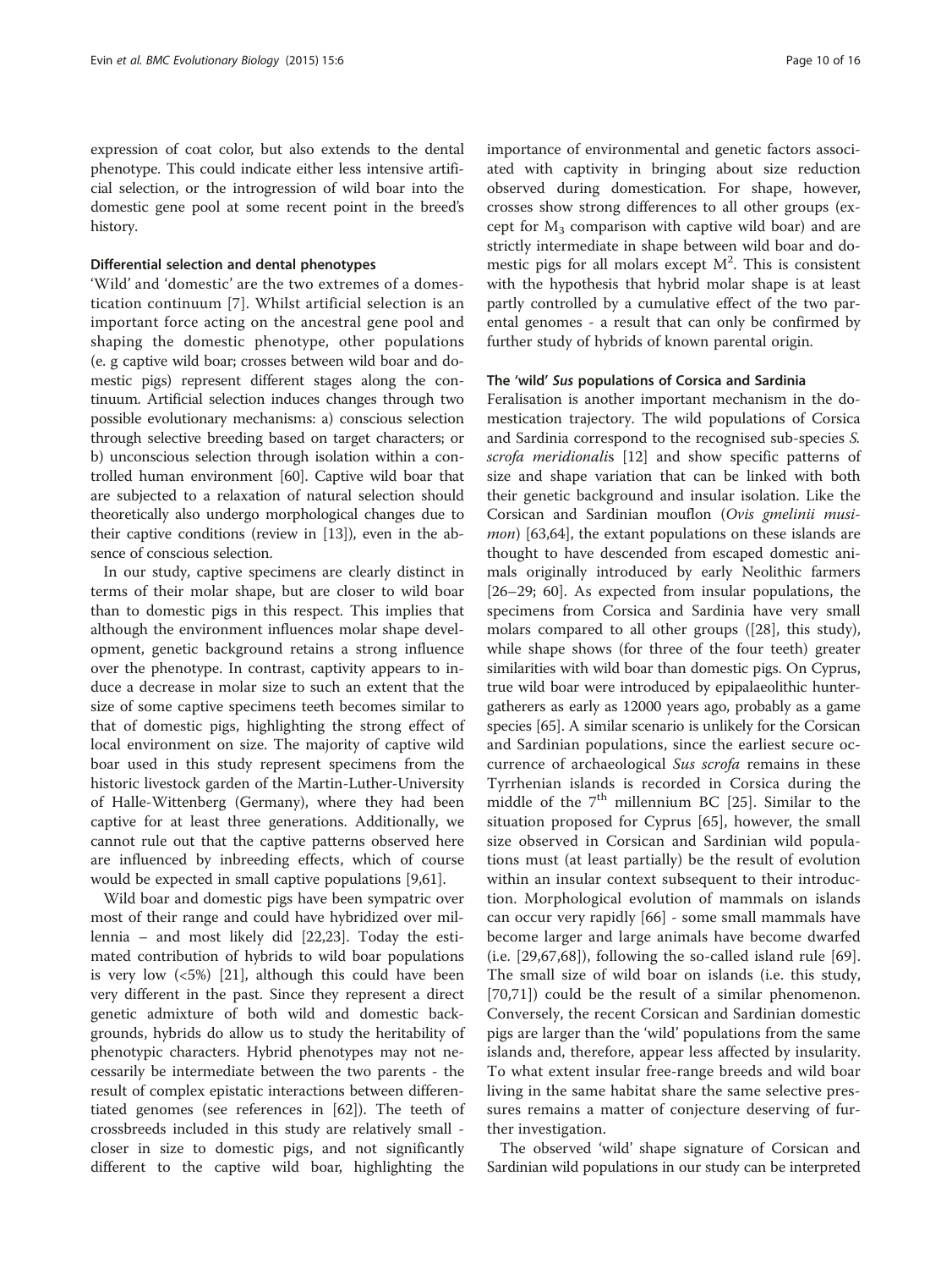expression of coat color, but also extends to the dental phenotype. This could indicate either less intensive artificial selection, or the introgression of wild boar into the domestic gene pool at some recent point in the breed's history.

### Differential selection and dental phenotypes

'Wild' and 'domestic' are the two extremes of a domestication continuum [7]. Whilst artificial selection is an important force acting on the ancestral gene pool and shaping the domestic phenotype, other populations (e. g captive wild boar; crosses between wild boar and domestic pigs) represent different stages along the continuum. Artificial selection induces changes through two possible evolutionary mechanisms: a) conscious selection through selective breeding based on target characters; or b) unconscious selection through isolation within a controlled human environment [60]. Captive wild boar that are subjected to a relaxation of natural selection should theoretically also undergo morphological changes due to their captive conditions (review in [13]), even in the absence of conscious selection.

In our study, captive specimens are clearly distinct in terms of their molar shape, but are closer to wild boar than to domestic pigs in this respect. This implies that although the environment influences molar shape development, genetic background retains a strong influence over the phenotype. In contrast, captivity appears to induce a decrease in molar size to such an extent that the size of some captive specimens teeth becomes similar to that of domestic pigs, highlighting the strong effect of local environment on size. The majority of captive wild boar used in this study represent specimens from the historic livestock garden of the Martin-Luther-University of Halle-Wittenberg (Germany), where they had been captive for at least three generations. Additionally, we cannot rule out that the captive patterns observed here are influenced by inbreeding effects, which of course would be expected in small captive populations [9,61].

Wild boar and domestic pigs have been sympatric over most of their range and could have hybridized over millennia – and most likely did [22,23]. Today the estimated contribution of hybrids to wild boar populations is very low (<5%) [21], although this could have been very different in the past. Since they represent a direct genetic admixture of both wild and domestic backgrounds, hybrids do allow us to study the heritability of phenotypic characters. Hybrid phenotypes may not necessarily be intermediate between the two parents - the result of complex epistatic interactions between differentiated genomes (see references in [62]). The teeth of crossbreeds included in this study are relatively small - closer in size to domestic pigs, and not significantly different to the captive wild boar, highlighting the importance of environmental and genetic factors associated with captivity in bringing about size reduction observed during domestication. For shape, however, crosses show strong differences to all other groups (except for $M_3$ comparison with captive wild boar) and are strictly intermediate in shape between wild boar and domestic pigs for all molars except $M^2$. This is consistent with the hypothesis that hybrid molar shape is at least partly controlled by a cumulative effect of the two parental genomes - a result that can only be confirmed by further study of hybrids of known parental origin.

### The 'wild' *Sus* populations of Corsica and Sardinia

Feralisation is another important mechanism in the domestication trajectory. The wild populations of Corsica and Sardinia correspond to the recognised sub-species *S. scrofa meridionalis* [12] and show specific patterns of size and shape variation that can be linked with both their genetic background and insular isolation. Like the Corsican and Sardinian mouflon (*Ovis gmelinii musimon*) [63,64], the extant populations on these islands are thought to have descended from escaped domestic animals originally introduced by early Neolithic farmers [26–29; 60]. As expected from insular populations, the specimens from Corsica and Sardinia have very small molars compared to all other groups ([28], this study), while shape shows (for three of the four teeth) greater similarities with wild boar than domestic pigs. On Cyprus, true wild boar were introduced by epipalaeolithic hunter-gatherers as early as 12000 years ago, probably as a game species [65]. A similar scenario is unlikely for the Corsican and Sardinian populations, since the earliest secure occurrence of archaeological *Sus scrofa* remains in these Tyrrhenian islands is recorded in Corsica during the middle of the 7[th] millennium BC [25]. Similar to the situation proposed for Cyprus [65], however, the small size observed in Corsican and Sardinian wild populations must (at least partially) be the result of evolution within an insular context subsequent to their introduction. Morphological evolution of mammals on islands can occur very rapidly [66] - some small mammals have become larger and large animals have become dwarfed (i.e. [29,67,68]), following the so-called island rule [69]. The small size of wild boar on islands (i.e. this study, [70,71]) could be the result of a similar phenomenon. Conversely, the recent Corsican and Sardinian domestic pigs are larger than the 'wild' populations from the same islands and, therefore, appear less affected by insularity. To what extent insular free-range breeds and wild boar living in the same habitat share the same selective pressures remains a matter of conjecture deserving of further investigation.

The observed 'wild' shape signature of Corsican and Sardinian wild populations in our study can be interpreted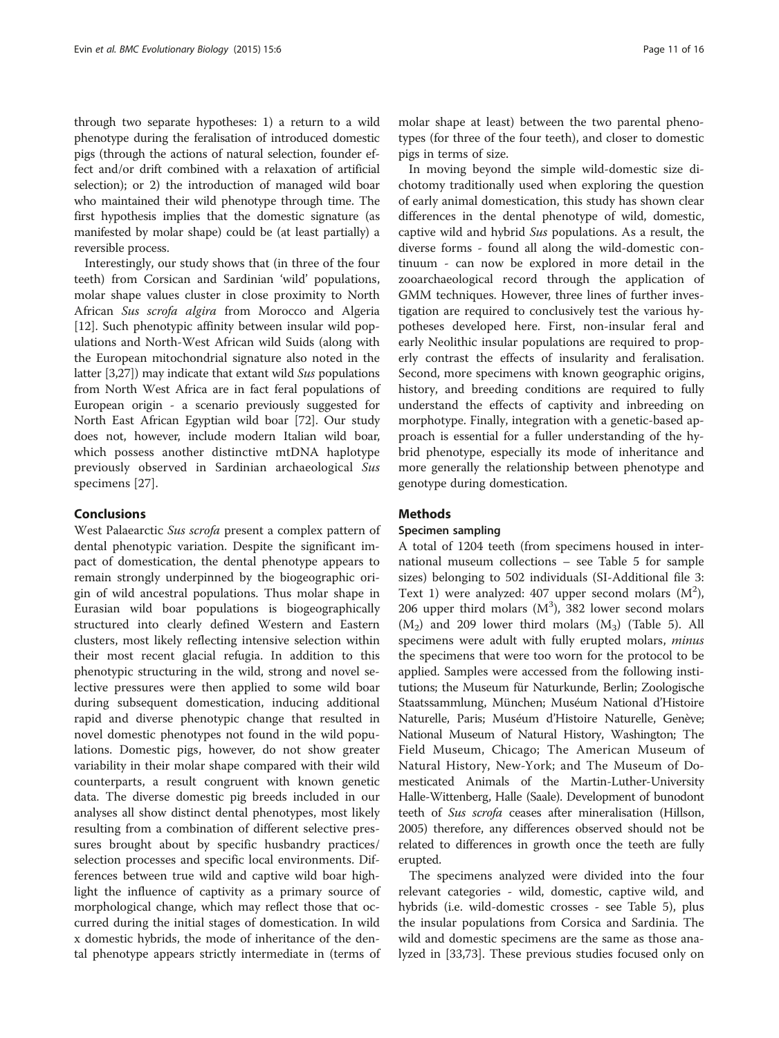through two separate hypotheses: 1) a return to a wild phenotype during the feralisation of introduced domestic pigs (through the actions of natural selection, founder effect and/or drift combined with a relaxation of artificial selection); or 2) the introduction of managed wild boar who maintained their wild phenotype through time. The first hypothesis implies that the domestic signature (as manifested by molar shape) could be (at least partially) a reversible process.

Interestingly, our study shows that (in three of the four teeth) from Corsican and Sardinian 'wild' populations, molar shape values cluster in close proximity to North African *Sus scrofa algira* from Morocco and Algeria [12]. Such phenotypic affinity between insular wild populations and North-West African wild Suids (along with the European mitochondrial signature also noted in the latter [3,27]) may indicate that extant wild *Sus* populations from North West Africa are in fact feral populations of European origin - a scenario previously suggested for North East African Egyptian wild boar [72]. Our study does not, however, include modern Italian wild boar, which possess another distinctive mtDNA haplotype previously observed in Sardinian archaeological *Sus* specimens [27].

## Conclusions

West Palaearctic *Sus scrofa* present a complex pattern of dental phenotypic variation. Despite the significant impact of domestication, the dental phenotype appears to remain strongly underpinned by the biogeographic origin of wild ancestral populations. Thus molar shape in Eurasian wild boar populations is biogeographically structured into clearly defined Western and Eastern clusters, most likely reflecting intensive selection within their most recent glacial refugia. In addition to this phenotypic structuring in the wild, strong and novel selective pressures were then applied to some wild boar during subsequent domestication, inducing additional rapid and diverse phenotypic change that resulted in novel domestic phenotypes not found in the wild populations. Domestic pigs, however, do not show greater variability in their molar shape compared with their wild counterparts, a result congruent with known genetic data. The diverse domestic pig breeds included in our analyses all show distinct dental phenotypes, most likely resulting from a combination of different selective pressures brought about by specific husbandry practices/selection processes and specific local environments. Differences between true wild and captive wild boar highlight the influence of captivity as a primary source of morphological change, which may reflect those that occurred during the initial stages of domestication. In wild x domestic hybrids, the mode of inheritance of the dental phenotype appears strictly intermediate in (terms of molar shape at least) between the two parental phenotypes (for three of the four teeth), and closer to domestic pigs in terms of size.

In moving beyond the simple wild-domestic size dichotomy traditionally used when exploring the question of early animal domestication, this study has shown clear differences in the dental phenotype of wild, domestic, captive wild and hybrid *Sus* populations. As a result, the diverse forms - found all along the wild-domestic continuum - can now be explored in more detail in the zooarchaeological record through the application of GMM techniques. However, three lines of further investigation are required to conclusively test the various hypotheses developed here. First, non-insular feral and early Neolithic insular populations are required to properly contrast the effects of insularity and feralisation. Second, more specimens with known geographic origins, history, and breeding conditions are required to fully understand the effects of captivity and inbreeding on morphotype. Finally, integration with a genetic-based approach is essential for a fuller understanding of the hybrid phenotype, especially its mode of inheritance and more generally the relationship between phenotype and genotype during domestication.

## Methods

### Specimen sampling

A total of 1204 teeth (from specimens housed in international museum collections – see Table 5 for sample sizes) belonging to 502 individuals (SI-Additional file 3: Text 1) were analyzed: 407 upper second molars ($M^2$), 206 upper third molars ($M^3$), 382 lower second molars ($M_2$) and 209 lower third molars ($M_3$) (Table 5). All specimens were adult with fully erupted molars, *minus* the specimens that were too worn for the protocol to be applied. Samples were accessed from the following institutions; the Museum für Naturkunde, Berlin; Zoologische Staatssammlung, München; Muséum National d'Histoire Naturelle, Paris; Muséum d'Histoire Naturelle, Genève; National Museum of Natural History, Washington; The Field Museum, Chicago; The American Museum of Natural History, New-York; and The Museum of Domesticated Animals of the Martin-Luther-University Halle-Wittenberg, Halle (Saale). Development of bunodont teeth of *Sus scrofa* ceases after mineralisation (Hillson, 2005) therefore, any differences observed should not be related to differences in growth once the teeth are fully erupted.

The specimens analyzed were divided into the four relevant categories - wild, domestic, captive wild, and hybrids (i.e. wild-domestic crosses - see Table 5), plus the insular populations from Corsica and Sardinia. The wild and domestic specimens are the same as those analyzed in [33,73]. These previous studies focused only on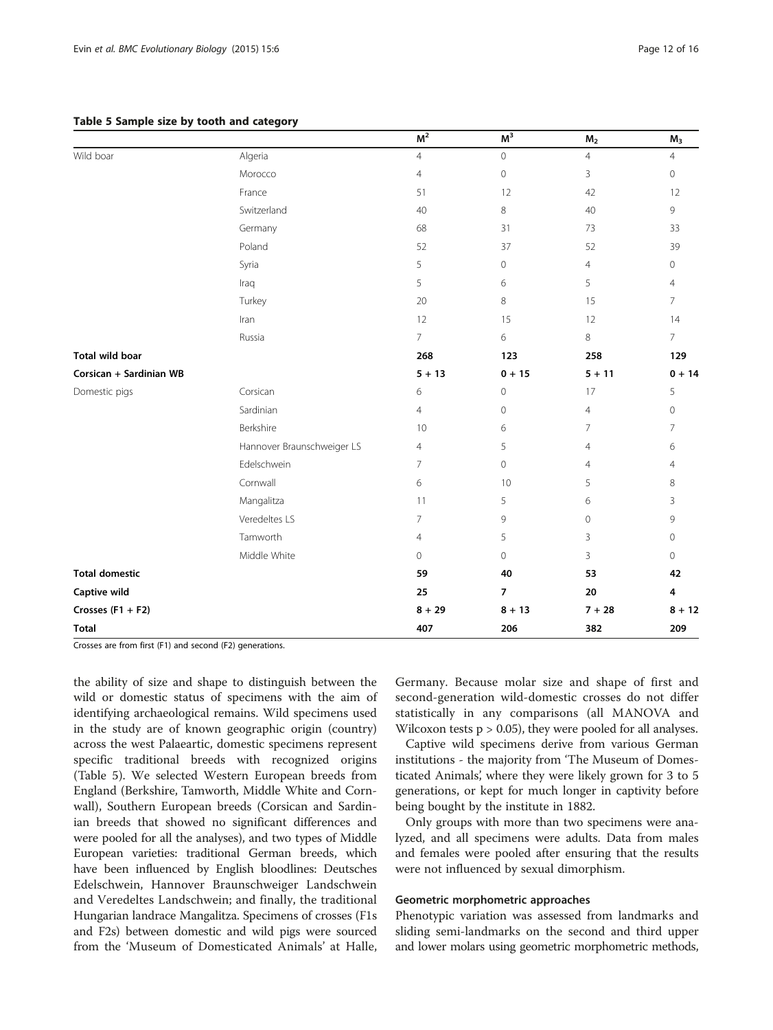**Table 5 Sample size by tooth and category**

| | | $M^2$ | $M^3$ | $M_2$ | $M_3$ |
|---|---|---|---|---|---|
| Wild boar | Algeria | 4 | 0 | 4 | 4 |
| | Morocco | 4 | 0 | 3 | 0 |
| | France | 51 | 12 | 42 | 12 |
| | Switzerland | 40 | 8 | 40 | 9 |
| | Germany | 68 | 31 | 73 | 33 |
| | Poland | 52 | 37 | 52 | 39 |
| | Syria | 5 | 0 | 4 | 0 |
| | Iraq | 5 | 6 | 5 | 4 |
| | Turkey | 20 | 8 | 15 | 7 |
| | Iran | 12 | 15 | 12 | 14 |
| | Russia | 7 | 6 | 8 | 7 |
| **Total wild boar** | | **268** | **123** | **258** | **129** |
| **Corsican + Sardinian WB** | | **5 + 13** | **0 + 15** | **5 + 11** | **0 + 14** |
| Domestic pigs | Corsican | 6 | 0 | 17 | 5 |
| | Sardinian | 4 | 0 | 4 | 0 |
| | Berkshire | 10 | 6 | 7 | 7 |
| | Hannover Braunschweiger LS | 4 | 5 | 4 | 6 |
| | Edelschwein | 7 | 0 | 4 | 4 |
| | Cornwall | 6 | 10 | 5 | 8 |
| | Mangalitza | 11 | 5 | 6 | 3 |
| | Veredeltes LS | 7 | 9 | 0 | 9 |
| | Tamworth | 4 | 5 | 3 | 0 |
| | Middle White | 0 | 0 | 3 | 0 |
| **Total domestic** | | **59** | **40** | **53** | **42** |
| **Captive wild** | | **25** | **7** | **20** | **4** |
| **Crosses (F1 + F2)** | | **8 + 29** | **8 + 13** | **7 + 28** | **8 + 12** |
| **Total** | | **407** | **206** | **382** | **209** |

Crosses are from first (F1) and second (F2) generations.

the ability of size and shape to distinguish between the wild or domestic status of specimens with the aim of identifying archaeological remains. Wild specimens used in the study are of known geographic origin (country) across the west Palaeartic, domestic specimens represent specific traditional breeds with recognized origins (Table 5). We selected Western European breeds from England (Berkshire, Tamworth, Middle White and Cornwall), Southern European breeds (Corsican and Sardinian breeds that showed no significant differences and were pooled for all the analyses), and two types of Middle European varieties: traditional German breeds, which have been influenced by English bloodlines: Deutsches Edelschwein, Hannover Braunschweiger Landschwein and Veredeltes Landschwein; and finally, the traditional Hungarian landrace Mangalitza. Specimens of crosses (F1s and F2s) between domestic and wild pigs were sourced from the 'Museum of Domesticated Animals' at Halle, Germany. Because molar size and shape of first and second-generation wild-domestic crosses do not differ statistically in any comparisons (all MANOVA and Wilcoxon tests $p > 0.05$), they were pooled for all analyses.

Captive wild specimens derive from various German institutions - the majority from 'The Museum of Domesticated Animals', where they were likely grown for 3 to 5 generations, or kept for much longer in captivity before being bought by the institute in 1882.

Only groups with more than two specimens were analyzed, and all specimens were adults. Data from males and females were pooled after ensuring that the results were not influenced by sexual dimorphism.

### Geometric morphometric approaches

Phenotypic variation was assessed from landmarks and sliding semi-landmarks on the second and third upper and lower molars using geometric morphometric methods,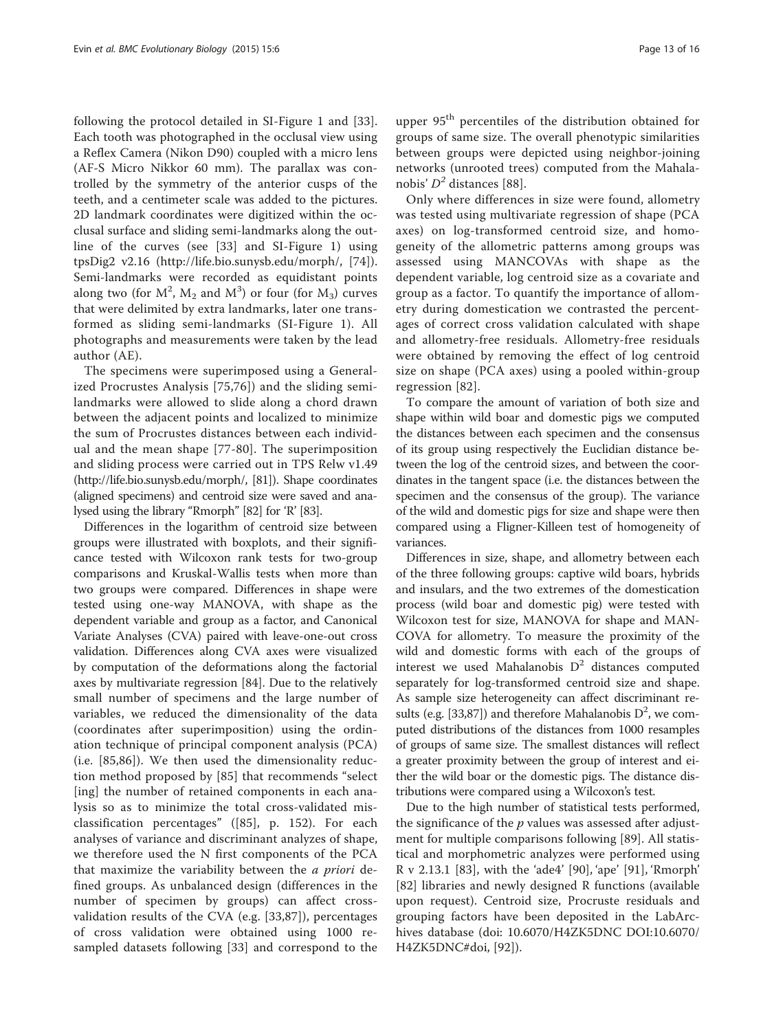following the protocol detailed in SI-Figure 1 and [33]. Each tooth was photographed in the occlusal view using a Reflex Camera (Nikon D90) coupled with a micro lens (AF-S Micro Nikkor 60 mm). The parallax was controlled by the symmetry of the anterior cusps of the teeth, and a centimeter scale was added to the pictures. 2D landmark coordinates were digitized within the occlusal surface and sliding semi-landmarks along the outline of the curves (see [33] and SI-Figure 1) using tpsDig2 v2.16 (http://life.bio.sunysb.edu/morph/, [74]). Semi-landmarks were recorded as equidistant points along two (for $M^2$, $M_2$ and $M^3$) or four (for $M_3$) curves that were delimited by extra landmarks, later one transformed as sliding semi-landmarks (SI-Figure 1). All photographs and measurements were taken by the lead author (AE).

The specimens were superimposed using a Generalized Procrustes Analysis [75,76]) and the sliding semi-landmarks were allowed to slide along a chord drawn between the adjacent points and localized to minimize the sum of Procrustes distances between each individual and the mean shape [77-80]. The superimposition and sliding process were carried out in TPS Relw v1.49 (http://life.bio.sunysb.edu/morph/, [81]). Shape coordinates (aligned specimens) and centroid size were saved and analysed using the library "Rmorph" [82] for 'R' [83].

Differences in the logarithm of centroid size between groups were illustrated with boxplots, and their significance tested with Wilcoxon rank tests for two-group comparisons and Kruskal-Wallis tests when more than two groups were compared. Differences in shape were tested using one-way MANOVA, with shape as the dependent variable and group as a factor, and Canonical Variate Analyses (CVA) paired with leave-one-out cross validation. Differences along CVA axes were visualized by computation of the deformations along the factorial axes by multivariate regression [84]. Due to the relatively small number of specimens and the large number of variables, we reduced the dimensionality of the data (coordinates after superimposition) using the ordination technique of principal component analysis (PCA) (i.e. [85,86]). We then used the dimensionality reduction method proposed by [85] that recommends "select [ing] the number of retained components in each analysis so as to minimize the total cross-validated misclassification percentages" ([85], p. 152). For each analyses of variance and discriminant analyzes of shape, we therefore used the N first components of the PCA that maximize the variability between the *a priori* defined groups. As unbalanced design (differences in the number of specimen by groups) can affect cross-validation results of the CVA (e.g. [33,87]), percentages of cross validation were obtained using 1000 resampled datasets following [33] and correspond to the upper 95[th] percentiles of the distribution obtained for groups of same size. The overall phenotypic similarities between groups were depicted using neighbor-joining networks (unrooted trees) computed from the Mahalanobis' $D^2$ distances [88].

Only where differences in size were found, allometry was tested using multivariate regression of shape (PCA axes) on log-transformed centroid size, and homogeneity of the allometric patterns among groups was assessed using MANCOVAs with shape as the dependent variable, log centroid size as a covariate and group as a factor. To quantify the importance of allometry during domestication we contrasted the percentages of correct cross validation calculated with shape and allometry-free residuals. Allometry-free residuals were obtained by removing the effect of log centroid size on shape (PCA axes) using a pooled within-group regression [82].

To compare the amount of variation of both size and shape within wild boar and domestic pigs we computed the distances between each specimen and the consensus of its group using respectively the Euclidian distance between the log of the centroid sizes, and between the coordinates in the tangent space (i.e. the distances between the specimen and the consensus of the group). The variance of the wild and domestic pigs for size and shape were then compared using a Fligner-Killeen test of homogeneity of variances.

Differences in size, shape, and allometry between each of the three following groups: captive wild boars, hybrids and insulars, and the two extremes of the domestication process (wild boar and domestic pig) were tested with Wilcoxon test for size, MANOVA for shape and MANCOVA for allometry. To measure the proximity of the wild and domestic forms with each of the groups of interest we used Mahalanobis $D^2$ distances computed separately for log-transformed centroid size and shape. As sample size heterogeneity can affect discriminant results (e.g. [33,87]) and therefore Mahalanobis $D^2$, we computed distributions of the distances from 1000 resamples of groups of same size. The smallest distances will reflect a greater proximity between the group of interest and either the wild boar or the domestic pigs. The distance distributions were compared using a Wilcoxon's test.

Due to the high number of statistical tests performed, the significance of the *p* values was assessed after adjustment for multiple comparisons following [89]. All statistical and morphometric analyzes were performed using R v 2.13.1 [83], with the 'ade4' [90], 'ape' [91], 'Rmorph' [82] libraries and newly designed R functions (available upon request). Centroid size, Procruste residuals and grouping factors have been deposited in the LabArchives database (doi: 10.6070/H4ZK5DNC DOI:10.6070/H4ZK5DNC#doi, [92]).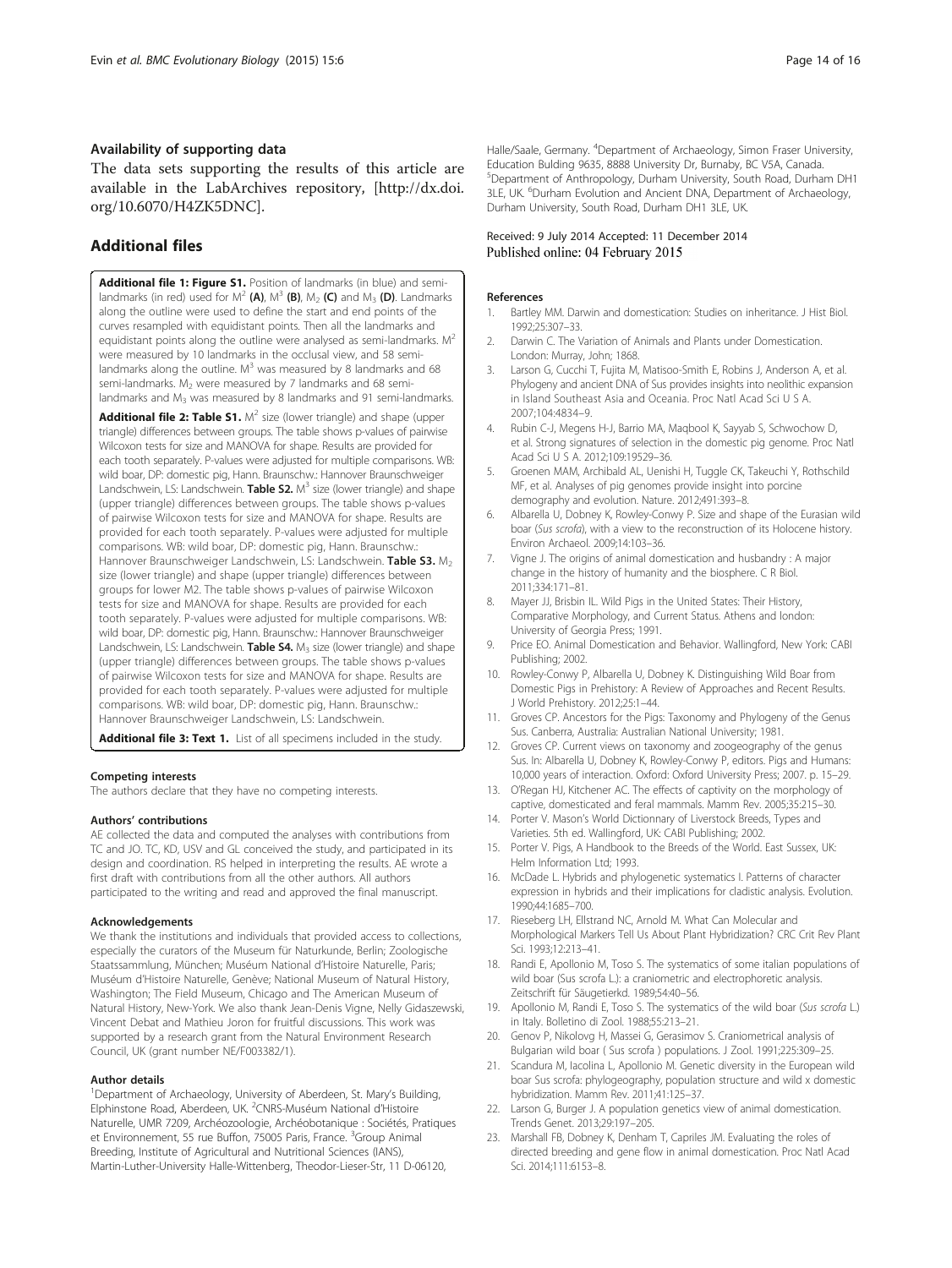## Availability of supporting data

The data sets supporting the results of this article are available in the LabArchives repository, [http://dx.doi.org/10.6070/H4ZK5DNC].

## Additional files

**Additional file 1: Figure S1.** Position of landmarks (in blue) and semi-landmarks (in red) used for $M^2$ **(A)**, $M^3$ **(B)**, $M_2$ **(C)** and $M_3$ **(D)**. Landmarks along the outline were used to define the start and end points of the curves resampled with equidistant points. Then all the landmarks and equidistant points along the outline were analysed as semi-landmarks. $M^2$ were measured by 10 landmarks in the occlusal view, and 58 semi-landmarks along the outline. $M^3$ was measured by 8 landmarks and 68 semi-landmarks. $M_2$ were measured by 7 landmarks and 68 semi-landmarks and $M_3$ was measured by 8 landmarks and 91 semi-landmarks.

**Additional file 2: Table S1.** $M^2$ size (lower triangle) and shape (upper triangle) differences between groups. The table shows p-values of pairwise Wilcoxon tests for size and MANOVA for shape. Results are provided for each tooth separately. P-values were adjusted for multiple comparisons. WB: wild boar, DP: domestic pig, Hann. Braunschw.: Hannover Braunschweiger Landschwein, LS: Landschwein. **Table S2.** $M^3$ size (lower triangle) and shape (upper triangle) differences between groups. The table shows p-values of pairwise Wilcoxon tests for size and MANOVA for shape. Results are provided for each tooth separately. P-values were adjusted for multiple comparisons. WB: wild boar, DP: domestic pig, Hann. Braunschw.: Hannover Braunschweiger Landschwein, LS: Landschwein. **Table S3.** $M_2$ size (lower triangle) and shape (upper triangle) differences between groups for lower M2. The table shows p-values of pairwise Wilcoxon tests for size and MANOVA for shape. Results are provided for each tooth separately. P-values were adjusted for multiple comparisons. WB: wild boar, DP: domestic pig, Hann. Braunschw.: Hannover Braunschweiger Landschwein, LS: Landschwein. **Table S4.** $M_3$ size (lower triangle) and shape (upper triangle) differences between groups. The table shows p-values of pairwise Wilcoxon tests for size and MANOVA for shape. Results are provided for each tooth separately. P-values were adjusted for multiple comparisons. WB: wild boar, DP: domestic pig, Hann. Braunschw.: Hannover Braunschweiger Landschwein, LS: Landschwein.

**Additional file 3: Text 1.** List of all specimens included in the study.

#### Competing interests

The authors declare that they have no competing interests.

#### Authors' contributions

AE collected the data and computed the analyses with contributions from TC and JO. TC, KD, USV and GL conceived the study, and participated in its design and coordination. RS helped in interpreting the results. AE wrote a first draft with contributions from all the other authors. All authors participated to the writing and read and approved the final manuscript.

#### Acknowledgements

We thank the institutions and individuals that provided access to collections, especially the curators of the Museum für Naturkunde, Berlin; Zoologische Staatssammlung, München; Muséum National d'Histoire Naturelle, Paris; Muséum d'Histoire Naturelle, Genève; National Museum of Natural History, Washington; The Field Museum, Chicago and The American Museum of Natural History, New-York. We also thank Jean-Denis Vigne, Nelly Gidaszewski, Vincent Debat and Mathieu Joron for fruitful discussions. This work was supported by a research grant from the Natural Environment Research Council, UK (grant number NE/F003382/1).

#### Author details

[1]Department of Archaeology, University of Aberdeen, St. Mary's Building, Elphinstone Road, Aberdeen, UK. [2]CNRS-Muséum National d'Histoire Naturelle, UMR 7209, Archéozoologie, Archéobotanique : Sociétés, Pratiques et Environnement, 55 rue Buffon, 75005 Paris, France. [3]Group Animal Breeding, Institute of Agricultural and Nutritional Sciences (IANS), Martin-Luther-University Halle-Wittenberg, Theodor-Lieser-Str, 11 D-06120, Halle/Saale, Germany. [4]Department of Archaeology, Simon Fraser University, Education Bulding 9635, 8888 University Dr, Burnaby, BC V5A, Canada. [5]Department of Anthropology, Durham University, South Road, Durham DH1 3LE, UK. [6]Durham Evolution and Ancient DNA, Department of Archaeology, Durham University, South Road, Durham DH1 3LE, UK.

Received: 9 July 2014 Accepted: 11 December 2014
Published online: 04 February 2015

#### References

1. Bartley MM. Darwin and domestication: Studies on inheritance. J Hist Biol. 1992;25:307–33.
2. Darwin C. The Variation of Animals and Plants under Domestication. London: Murray, John; 1868.
3. Larson G, Cucchi T, Fujita M, Matisoo-Smith E, Robins J, Anderson A, et al. Phylogeny and ancient DNA of Sus provides insights into neolithic expansion in Island Southeast Asia and Oceania. Proc Natl Acad Sci U S A. 2007;104:4834–9.
4. Rubin C-J, Megens H-J, Barrio MA, Maqbool K, Sayyab S, Schwochow D, et al. Strong signatures of selection in the domestic pig genome. Proc Natl Acad Sci U S A. 2012;109:19529–36.
5. Groenen MAM, Archibald AL, Uenishi H, Tuggle CK, Takeuchi Y, Rothschild MF, et al. Analyses of pig genomes provide insight into porcine demography and evolution. Nature. 2012;491:393–8.
6. Albarella U, Dobney K, Rowley-Conwy P. Size and shape of the Eurasian wild boar (*Sus scrofa*), with a view to the reconstruction of its Holocene history. Environ Archaeol. 2009;14:103–36.
7. Vigne J. The origins of animal domestication and husbandry : A major change in the history of humanity and the biosphere. C R Biol. 2011;334:171–81.
8. Mayer JJ, Brisbin IL. Wild Pigs in the United States: Their History, Comparative Morphology, and Current Status. Athens and london: University of Georgia Press; 1991.
9. Price EO. Animal Domestication and Behavior. Wallingford, New York: CABI Publishing; 2002.
10. Rowley-Conwy P, Albarella U, Dobney K. Distinguishing Wild Boar from Domestic Pigs in Prehistory: A Review of Approaches and Recent Results. J World Prehistory. 2012;25:1–44.
11. Groves CP. Ancestors for the Pigs: Taxonomy and Phylogeny of the Genus Sus. Canberra, Australia: Australian National University; 1981.
12. Groves CP. Current views on taxonomy and zoogeography of the genus Sus. In: Albarella U, Dobney K, Rowley-Conwy P, editors. Pigs and Humans: 10,000 years of interaction. Oxford: Oxford University Press; 2007. p. 15–29.
13. O'Regan HJ, Kitchener AC. The effects of captivity on the morphology of captive, domesticated and feral mammals. Mamm Rev. 2005;35:215–30.
14. Porter V. Mason's World Dictionnary of Liverstock Breeds, Types and Varieties. 5th ed. Wallingford, UK: CABI Publishing; 2002.
15. Porter V. Pigs, A Handbook to the Breeds of the World. East Sussex, UK: Helm Information Ltd; 1993.
16. McDade L. Hybrids and phylogenetic systematics I. Patterns of character expression in hybrids and their implications for cladistic analysis. Evolution. 1990;44:1685–700.
17. Rieseberg LH, Ellstrand NC, Arnold M. What Can Molecular and Morphological Markers Tell Us About Plant Hybridization? CRC Crit Rev Plant Sci. 1993;12:213–41.
18. Randi E, Apollonio M, Toso S. The systematics of some italian populations of wild boar (Sus scrofa L.): a craniometric and electrophoretic analysis. Zeitschrift für Säugetierkd. 1989;54:40–56.
19. Apollonio M, Randi E, Toso S. The systematics of the wild boar (*Sus scrofa* L.) in Italy. Bolletino di Zool. 1988;55:213–21.
20. Genov P, Nikolovg H, Massei G, Gerasimov S. Craniometrical analysis of Bulgarian wild boar ( Sus scrofa ) populations. J Zool. 1991;225:309–25.
21. Scandura M, Iacolina L, Apollonio M. Genetic diversity in the European wild boar Sus scrofa: phylogeography, population structure and wild x domestic hybridization. Mamm Rev. 2011;41:125–37.
22. Larson G, Burger J. A population genetics view of animal domestication. Trends Genet. 2013;29:197–205.
23. Marshall FB, Dobney K, Denham T, Capriles JM. Evaluating the roles of directed breeding and gene flow in animal domestication. Proc Natl Acad Sci. 2014;111:6153–8.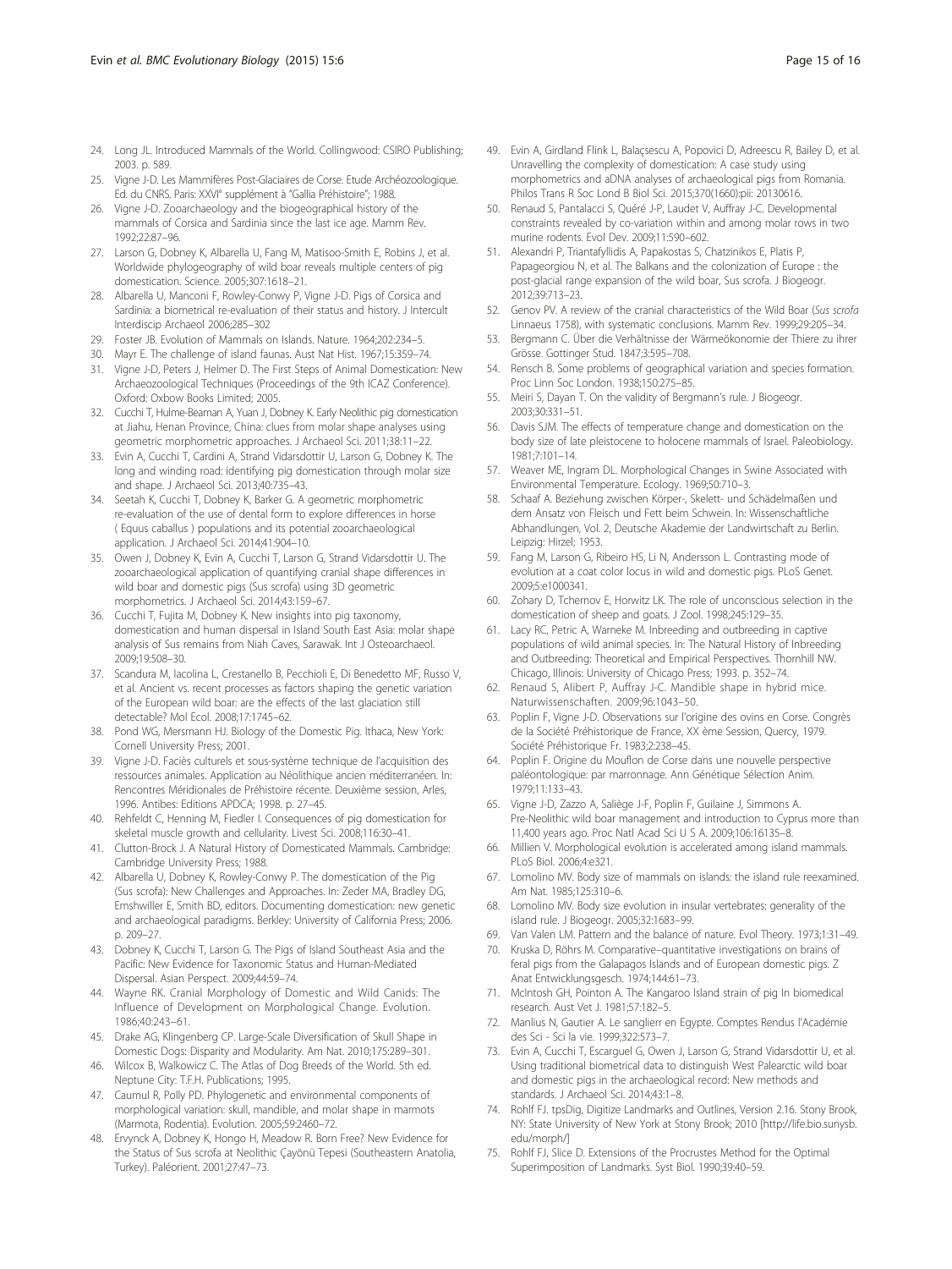24. Long JL. Introduced Mammals of the World. Collingwood: CSIRO Publishing; 2003. p. 589.
25. Vigne J-D. Les Mammifères Post-Glaciaires de Corse. Etude Archéozoologique. Ed. du CNRS. Paris: XXVI° supplément à "Gallia Préhistoire"; 1988.
26. Vigne J-D. Zooarchaeology and the biogeographical history of the mammals of Corsica and Sardinia since the last ice age. Mamm Rev. 1992;22:87–96.
27. Larson G, Dobney K, Albarella U, Fang M, Matisoo-Smith E, Robins J, et al. Worldwide phylogeography of wild boar reveals multiple centers of pig domestication. Science. 2005;307:1618–21.
28. Albarella U, Manconi F, Rowley-Conwy P, Vigne J-D. Pigs of Corsica and Sardinia: a biometrical re-evaluation of their status and history. J Intercult Interdiscip Archaeol 2006;285–302
29. Foster JB. Evolution of Mammals on Islands. Nature. 1964;202:234–5.
30. Mayr E. The challenge of island faunas. Aust Nat Hist. 1967;15:359–74.
31. Vigne J-D, Peters J, Helmer D. The First Steps of Animal Domestication: New Archaeozoological Techniques (Proceedings of the 9th ICAZ Conference). Oxford: Oxbow Books Limited; 2005.
32. Cucchi T, Hulme-Beaman A, Yuan J, Dobney K. Early Neolithic pig domestication at Jiahu, Henan Province, China: clues from molar shape analyses using geometric morphometric approaches. J Archaeol Sci. 2011;38:11–22.
33. Evin A, Cucchi T, Cardini A, Strand Vidarsdottir U, Larson G, Dobney K. The long and winding road: identifying pig domestication through molar size and shape. J Archaeol Sci. 2013;40:735–43.
34. Seetah K, Cucchi T, Dobney K, Barker G. A geometric morphometric re-evaluation of the use of dental form to explore differences in horse ( Equus caballus ) populations and its potential zooarchaeological application. J Archaeol Sci. 2014;41:904–10.
35. Owen J, Dobney K, Evin A, Cucchi T, Larson G, Strand Vidarsdottir U. The zooarchaeological application of quantifying cranial shape differences in wild boar and domestic pigs (Sus scrofa) using 3D geometric morphometrics. J Archaeol Sci. 2014;43:159–67.
36. Cucchi T, Fujita M, Dobney K. New insights into pig taxonomy, domestication and human dispersal in Island South East Asia: molar shape analysis of Sus remains from Niah Caves, Sarawak. Int J Osteoarchaeol. 2009;19:508–30.
37. Scandura M, Iacolina L, Crestanello B, Pecchioli E, Di Benedetto MF, Russo V, et al. Ancient vs. recent processes as factors shaping the genetic variation of the European wild boar: are the effects of the last glaciation still detectable? Mol Ecol. 2008;17:1745–62.
38. Pond WG, Mersmann HJ. Biology of the Domestic Pig. Ithaca, New York: Cornell University Press; 2001.
39. Vigne J-D. Faciès culturels et sous-système technique de l'acquisition des ressources animales. Application au Néolithique ancien méditerranéen. In: Rencontres Méridionales de Préhistoire récente. Deuxième session, Arles, 1996. Antibes: Editions APDCA; 1998. p. 27–45.
40. Rehfeldt C, Henning M, Fiedler I. Consequences of pig domestication for skeletal muscle growth and cellularity. Livest Sci. 2008;116:30–41.
41. Clutton-Brock J. A Natural History of Domesticated Mammals. Cambridge: Cambridge University Press; 1988.
42. Albarella U, Dobney K, Rowley-Conwy P. The domestication of the Pig (Sus scrofa): New Challenges and Approaches. In: Zeder MA, Bradley DG, Emshwiller E, Smith BD, editors. Documenting domestication: new genetic and archaeological paradigms. Berkley: University of California Press; 2006. p. 209–27.
43. Dobney K, Cucchi T, Larson G. The Pigs of Island Southeast Asia and the Pacific: New Evidence for Taxonomic Status and Human-Mediated Dispersal. Asian Perspect. 2009;44:59–74.
44. Wayne RK. Cranial Morphology of Domestic and Wild Canids: The Influence of Development on Morphological Change. Evolution. 1986;40:243–61.
45. Drake AG, Klingenberg CP. Large-Scale Diversification of Skull Shape in Domestic Dogs: Disparity and Modularity. Am Nat. 2010;175:289–301.
46. Wilcox B, Walkowicz C. The Atlas of Dog Breeds of the World. 5th ed. Neptune City: T.F.H. Publications; 1995.
47. Caumul R, Polly PD. Phylogenetic and environmental components of morphological variation: skull, mandible, and molar shape in marmots (Marmota, Rodentia). Evolution. 2005;59:2460–72.
48. Ervynck A, Dobney K, Hongo H, Meadow R. Born Free? New Evidence for the Status of Sus scrofa at Neolithic Çayönü Tepesi (Southeastern Anatolia, Turkey). Paléorient. 2001;27:47–73.
49. Evin A, Girdland Flink L, Balaçsescu A, Popovici D, Adreescu R, Bailey D, et al. Unravelling the complexity of domestication: A case study using morphometrics and aDNA analyses of archaeological pigs from Romania. Philos Trans R Soc Lond B Biol Sci. 2015;370(1660):pii: 20130616.
50. Renaud S, Pantalacci S, Quéré J-P, Laudet V, Auffray J-C. Developmental constraints revealed by co-variation within and among molar rows in two murine rodents. Evol Dev. 2009;11:590–602.
51. Alexandri P, Triantafyllidis A, Papakostas S, Chatzinikos E, Platis P, Papageorgiou N, et al. The Balkans and the colonization of Europe : the post-glacial range expansion of the wild boar, Sus scrofa. J Biogeogr. 2012;39:713–23.
52. Genov PV. A review of the cranial characteristics of the Wild Boar (*Sus scrofa* Linnaeus 1758), with systematic conclusions. Mamm Rev. 1999;29:205–34.
53. Bergmann C. Über die Verhältnisse der Wärmeökonomie der Thiere zu ihrer Grösse. Gottinger Stud. 1847;3:595–708.
54. Rensch B. Some problems of geographical variation and species formation. Proc Linn Soc London. 1938;150:275–85.
55. Meiri S, Dayan T. On the validity of Bergmann's rule. J Biogeogr. 2003;30:331–51.
56. Davis SJM. The effects of temperature change and domestication on the body size of late pleistocene to holocene mammals of Israel. Paleobiology. 1981;7:101–14.
57. Weaver ME, Ingram DL. Morphological Changes in Swine Associated with Environmental Temperature. Ecology. 1969;50:710–3.
58. Schaaf A. Beziehung zwischen Körper-, Skelett- und Schädelmaßen und dem Ansatz von Fleisch und Fett beim Schwein. In: Wissenschaftliche Abhandlungen, Vol. 2, Deutsche Akademie der Landwirtschaft zu Berlin. Leipzig: Hirzel; 1953.
59. Fang M, Larson G, Ribeiro HS, Li N, Andersson L. Contrasting mode of evolution at a coat color locus in wild and domestic pigs. PLoS Genet. 2009;5:e1000341.
60. Zohary D, Tchernov E, Horwitz LK. The role of unconscious selection in the domestication of sheep and goats. J Zool. 1998;245:129–35.
61. Lacy RC, Petric A, Warneke M. Inbreeding and outbreeding in captive populations of wild animal species. In: The Natural History of Inbreeding and Outbreeding: Theoretical and Empirical Perspectives. Thornhill NW. Chicago, Illinois: University of Chicago Press; 1993. p. 352–74.
62. Renaud S, Alibert P, Auffray J-C. Mandible shape in hybrid mice. Naturwissenschaften. 2009;96:1043–50.
63. Poplin F, Vigne J-D. Observations sur l'origine des ovins en Corse. Congrès de la Société Préhistorique de France, XX ème Session, Quercy, 1979. Société Préhistorique Fr. 1983;2:238–45.
64. Poplin F. Origine du Mouflon de Corse dans une nouvelle perspective paléontologique: par marronnage. Ann Génétique Sélection Anim. 1979;11:133–43.
65. Vigne J-D, Zazzo A, Saliège J-F, Poplin F, Guilaine J, Simmons A. Pre-Neolithic wild boar management and introduction to Cyprus more than 11,400 years ago. Proc Natl Acad Sci U S A. 2009;106:16135–8.
66. Millien V. Morphological evolution is accelerated among island mammals. PLoS Biol. 2006;4:e321.
67. Lomolino MV. Body size of mammals on islands: the island rule reexamined. Am Nat. 1985;125:310–6.
68. Lomolino MV. Body size evolution in insular vertebrates: generality of the island rule. J Biogeogr. 2005;32:1683–99.
69. Van Valen LM. Pattern and the balance of nature. Evol Theory. 1973;1:31–49.
70. Kruska D, Röhrs M. Comparative–quantitative investigations on brains of feral pigs from the Galapagos Islands and of European domestic pigs. Z Anat Entwicklungsgesch. 1974;144:61–73.
71. McIntosh GH, Pointon A. The Kangaroo Island strain of pig In biomedical research. Aust Vet J. 1981;57:182–5.
72. Manlius N, Gautier A. Le sanglierr en Egypte. Comptes Rendus l'Académie des Sci - Sci la vie. 1999;322:573–7.
73. Evin A, Cucchi T, Escarguel G, Owen J, Larson G, Strand Vidarsdottir U, et al. Using traditional biometrical data to distinguish West Palearctic wild boar and domestic pigs in the archaeological record: New methods and standards. J Archaeol Sci. 2014;43:1–8.
74. Rohlf FJ. tpsDig, Digitize Landmarks and Outlines, Version 2.16. Stony Brook, NY: State University of New York at Stony Brook; 2010 [http://life.bio.sunysb.edu/morph/]
75. Rohlf FJ, Slice D. Extensions of the Procrustes Method for the Optimal Superimposition of Landmarks. Syst Biol. 1990;39:40–59.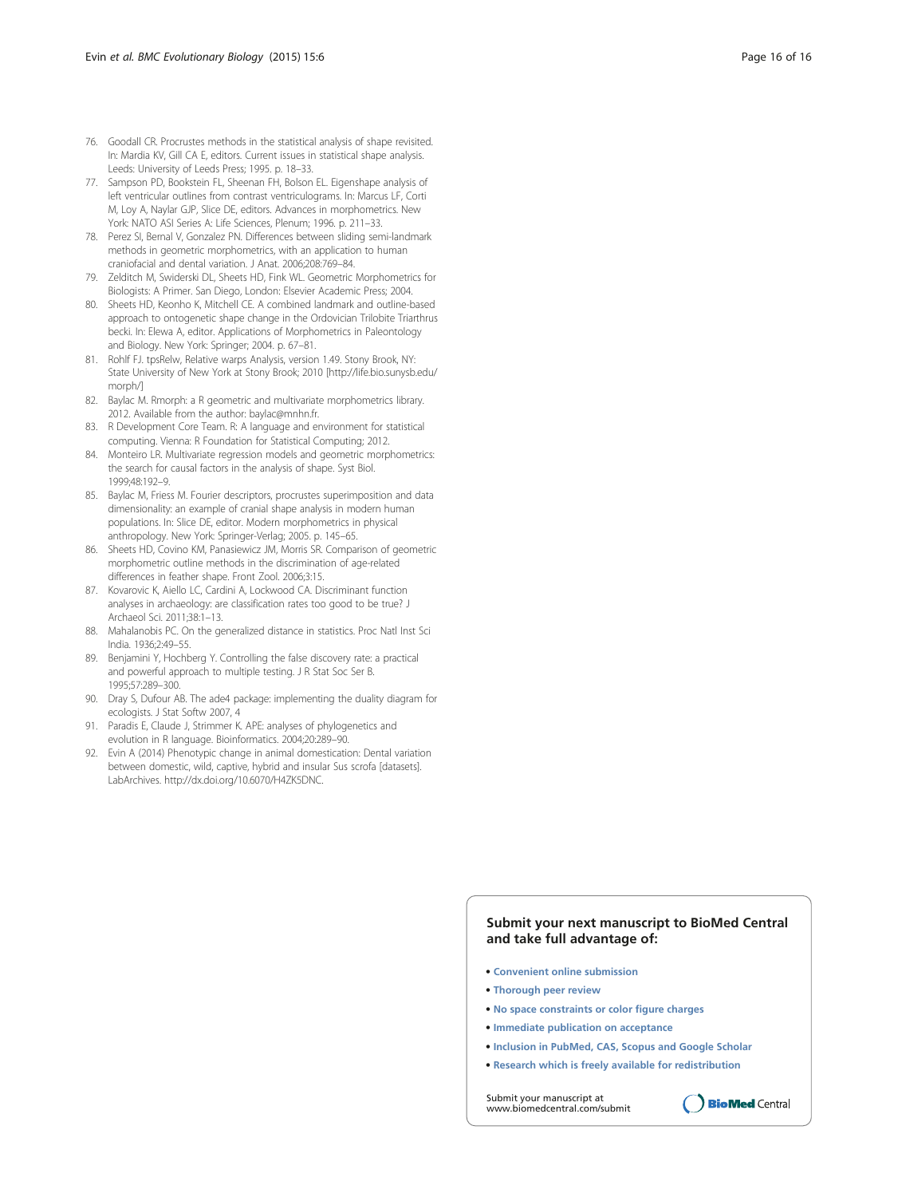76. Goodall CR. Procrustes methods in the statistical analysis of shape revisited. In: Mardia KV, Gill CA E, editors. Current issues in statistical shape analysis. Leeds: University of Leeds Press; 1995. p. 18–33.
77. Sampson PD, Bookstein FL, Sheenan FH, Bolson EL. Eigenshape analysis of left ventricular outlines from contrast ventriculograms. In: Marcus LF, Corti M, Loy A, Naylar GJP, Slice DE, editors. Advances in morphometrics. New York: NATO ASI Series A: Life Sciences, Plenum; 1996. p. 211–33.
78. Perez SI, Bernal V, Gonzalez PN. Differences between sliding semi-landmark methods in geometric morphometrics, with an application to human craniofacial and dental variation. J Anat. 2006;208:769–84.
79. Zelditch M, Swiderski DL, Sheets HD, Fink WL. Geometric Morphometrics for Biologists: A Primer. San Diego, London: Elsevier Academic Press; 2004.
80. Sheets HD, Keonho K, Mitchell CE. A combined landmark and outline-based approach to ontogenetic shape change in the Ordovician Trilobite Triarthrus becki. In: Elewa A, editor. Applications of Morphometrics in Paleontology and Biology. New York: Springer; 2004. p. 67–81.
81. Rohlf FJ. tpsRelw, Relative warps Analysis, version 1.49. Stony Brook, NY: State University of New York at Stony Brook; 2010 [http://life.bio.sunysb.edu/morph/]
82. Baylac M. Rmorph: a R geometric and multivariate morphometrics library. 2012. Available from the author: baylac@mnhn.fr.
83. R Development Core Team. R: A language and environment for statistical computing. Vienna: R Foundation for Statistical Computing; 2012.
84. Monteiro LR. Multivariate regression models and geometric morphometrics: the search for causal factors in the analysis of shape. Syst Biol. 1999;48:192–9.
85. Baylac M, Friess M. Fourier descriptors, procrustes superimposition and data dimensionality: an example of cranial shape analysis in modern human populations. In: Slice DE, editor. Modern morphometrics in physical anthropology. New York: Springer-Verlag; 2005. p. 145–65.
86. Sheets HD, Covino KM, Panasiewicz JM, Morris SR. Comparison of geometric morphometric outline methods in the discrimination of age-related differences in feather shape. Front Zool. 2006;3:15.
87. Kovarovic K, Aiello LC, Cardini A, Lockwood CA. Discriminant function analyses in archaeology: are classification rates too good to be true? J Archaeol Sci. 2011;38:1–13.
88. Mahalanobis PC. On the generalized distance in statistics. Proc Natl Inst Sci India. 1936;2:49–55.
89. Benjamini Y, Hochberg Y. Controlling the false discovery rate: a practical and powerful approach to multiple testing. J R Stat Soc Ser B. 1995;57:289–300.
90. Dray S, Dufour AB. The ade4 package: implementing the duality diagram for ecologists. J Stat Softw 2007, 4
91. Paradis E, Claude J, Strimmer K. APE: analyses of phylogenetics and evolution in R language. Bioinformatics. 2004;20:289–90.
92. Evin A (2014) Phenotypic change in animal domestication: Dental variation between domestic, wild, captive, hybrid and insular Sus scrofa [datasets]. LabArchives. http://dx.doi.org/10.6070/H4ZK5DNC.

**Submit your next manuscript to BioMed Central and take full advantage of:**

- **Convenient online submission**
- **Thorough peer review**
- **No space constraints or color figure charges**
- **Immediate publication on acceptance**
- **Inclusion in PubMed, CAS, Scopus and Google Scholar**
- **Research which is freely available for redistribution**

Submit your manuscript at
www.biomedcentral.com/submit

BioMed Central